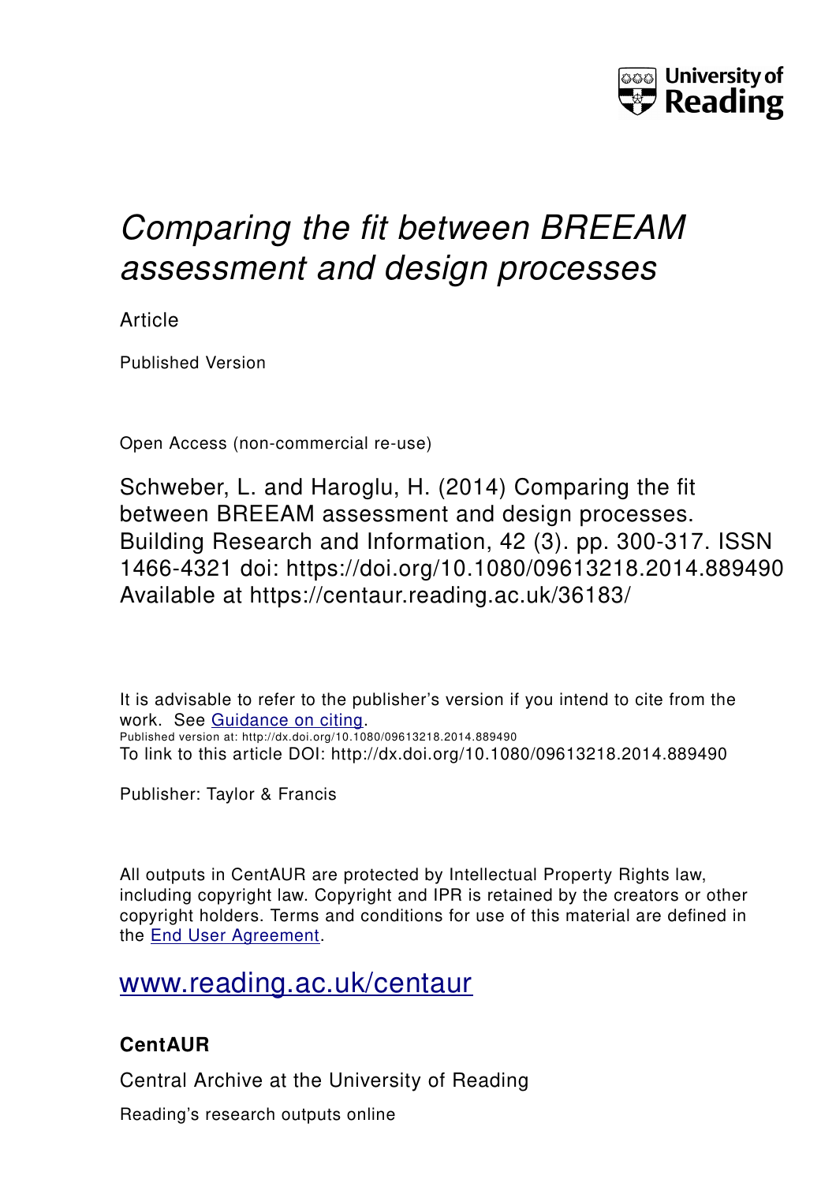University of Reading

# *Comparing the fit between BREEAM assessment and design processes*

Article

Published Version

Open Access (non-commercial re-use)

Schweber, L. and Haroglu, H. (2014) Comparing the fit between BREEAM assessment and design processes. Building Research and Information, 42 (3). pp. 300-317. ISSN 1466-4321 doi: https://doi.org/10.1080/09613218.2014.889490 Available at https://centaur.reading.ac.uk/36183/

It is advisable to refer to the publisher's version if you intend to cite from the work. See Guidance on citing.
Published version at: http://dx.doi.org/10.1080/09613218.2014.889490
To link to this article DOI: http://dx.doi.org/10.1080/09613218.2014.889490

Publisher: Taylor & Francis

All outputs in CentAUR are protected by Intellectual Property Rights law, including copyright law. Copyright and IPR is retained by the creators or other copyright holders. Terms and conditions for use of this material are defined in the End User Agreement.

www.reading.ac.uk/centaur

**CentAUR**

Central Archive at the University of Reading

Reading's research outputs online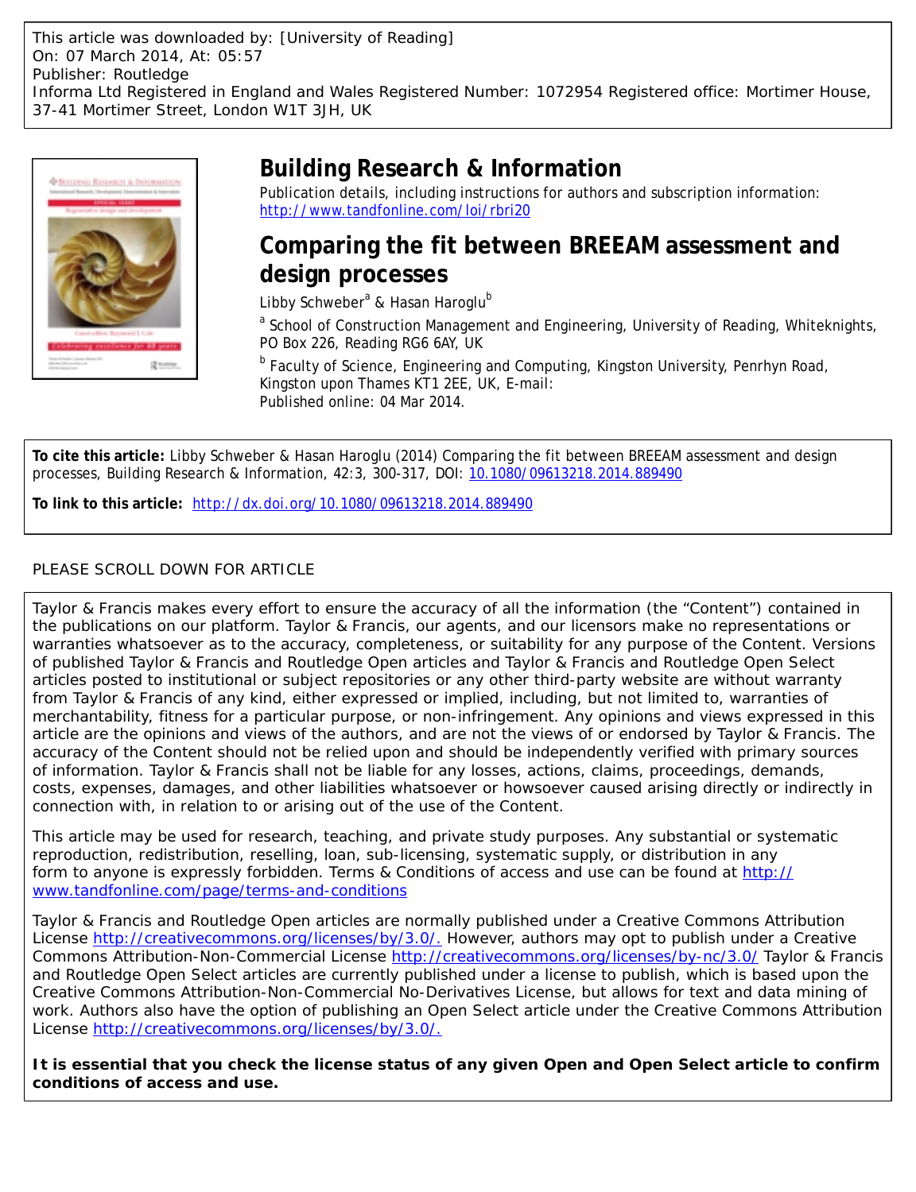This article was downloaded by: [University of Reading]
On: 07 March 2014, At: 05:57
Publisher: Routledge
Informa Ltd Registered in England and Wales Registered Number: 1072954 Registered office: Mortimer House, 37-41 Mortimer Street, London W1T 3JH, UK

# Building Research & Information

Publication details, including instructions for authors and subscription information:
http://www.tandfonline.com/loi/rbri20

# Comparing the fit between BREEAM assessment and design processes

Libby Schweber[a] & Hasan Haroglu[b]

[a] School of Construction Management and Engineering, University of Reading, Whiteknights, PO Box 226, Reading RG6 6AY, UK

[b] Faculty of Science, Engineering and Computing, Kingston University, Penrhyn Road, Kingston upon Thames KT1 2EE, UK, E-mail:

Published online: 04 Mar 2014.

**To cite this article:** Libby Schweber & Hasan Haroglu (2014) Comparing the fit between BREEAM assessment and design processes, Building Research & Information, 42:3, 300-317, DOI: 10.1080/09613218.2014.889490

**To link to this article:** http://dx.doi.org/10.1080/09613218.2014.889490

PLEASE SCROLL DOWN FOR ARTICLE

Taylor & Francis makes every effort to ensure the accuracy of all the information (the "Content") contained in the publications on our platform. Taylor & Francis, our agents, and our licensors make no representations or warranties whatsoever as to the accuracy, completeness, or suitability for any purpose of the Content. Versions of published Taylor & Francis and Routledge Open articles and Taylor & Francis and Routledge Open Select articles posted to institutional or subject repositories or any other third-party website are without warranty from Taylor & Francis of any kind, either expressed or implied, including, but not limited to, warranties of merchantability, fitness for a particular purpose, or non-infringement. Any opinions and views expressed in this article are the opinions and views of the authors, and are not the views of or endorsed by Taylor & Francis. The accuracy of the Content should not be relied upon and should be independently verified with primary sources of information. Taylor & Francis shall not be liable for any losses, actions, claims, proceedings, demands, costs, expenses, damages, and other liabilities whatsoever or howsoever caused arising directly or indirectly in connection with, in relation to or arising out of the use of the Content.

This article may be used for research, teaching, and private study purposes. Any substantial or systematic reproduction, redistribution, reselling, loan, sub-licensing, systematic supply, or distribution in any form to anyone is expressly forbidden. Terms & Conditions of access and use can be found at http://www.tandfonline.com/page/terms-and-conditions

Taylor & Francis and Routledge Open articles are normally published under a Creative Commons Attribution License http://creativecommons.org/licenses/by/3.0/. However, authors may opt to publish under a Creative Commons Attribution-Non-Commercial License http://creativecommons.org/licenses/by-nc/3.0/ Taylor & Francis and Routledge Open Select articles are currently published under a license to publish, which is based upon the Creative Commons Attribution-Non-Commercial No-Derivatives License, but allows for text and data mining of work. Authors also have the option of publishing an Open Select article under the Creative Commons Attribution License http://creativecommons.org/licenses/by/3.0/.

**It is essential that you check the license status of any given Open and Open Select article to confirm conditions of access and use.**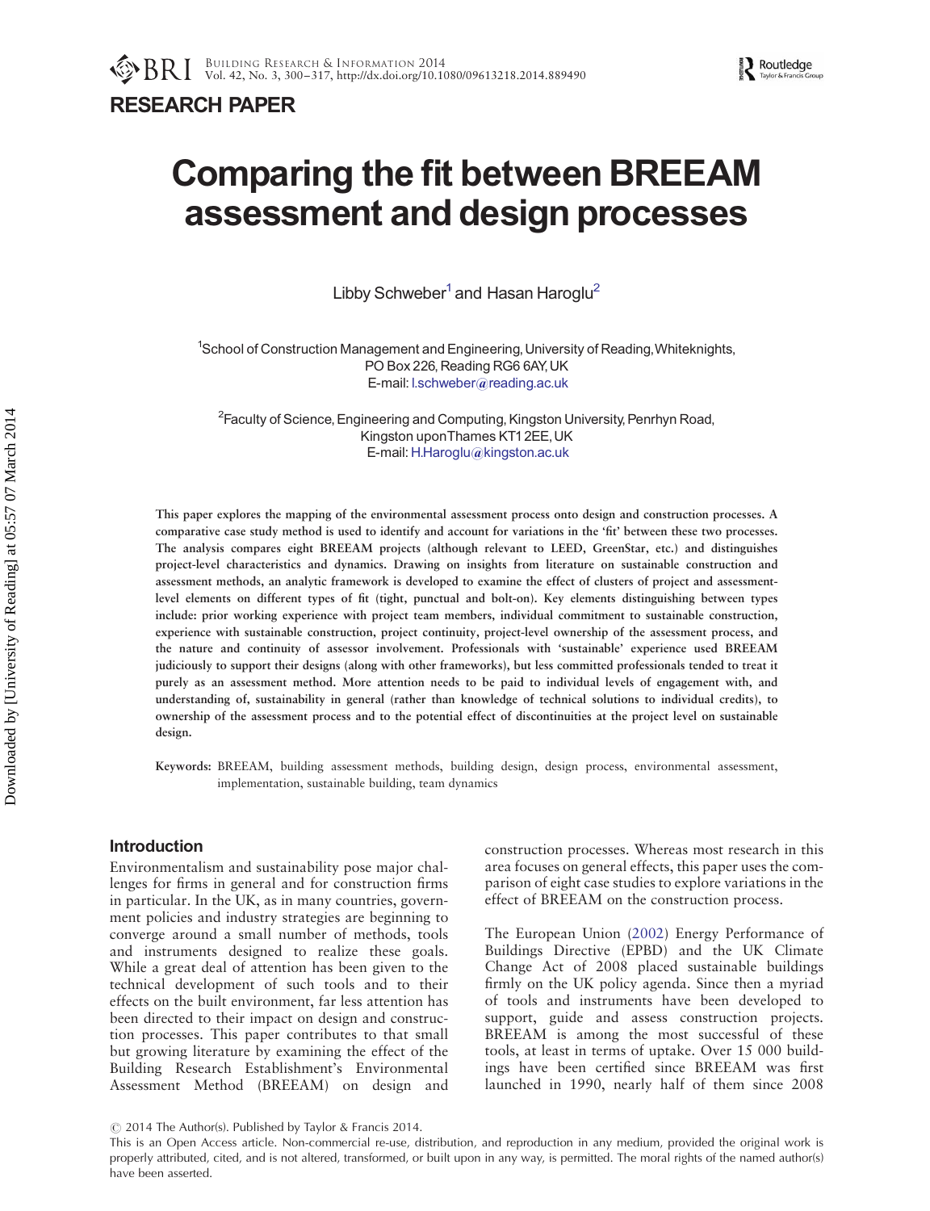RESEARCH PAPER

# Comparing the fit between BREEAM assessment and design processes

Libby Schweber[1] and Hasan Haroglu[2]

[1]School of Construction Management and Engineering, University of Reading, Whiteknights, PO Box 226, Reading RG6 6AY, UK
E-mail: l.schweber@reading.ac.uk

[2]Faculty of Science, Engineering and Computing, Kingston University, Penrhyn Road, Kingston upon Thames KT1 2EE, UK
E-mail: H.Haroglu@kingston.ac.uk

**This paper explores the mapping of the environmental assessment process onto design and construction processes. A comparative case study method is used to identify and account for variations in the 'fit' between these two processes. The analysis compares eight BREEAM projects (although relevant to LEED, GreenStar, etc.) and distinguishes project-level characteristics and dynamics. Drawing on insights from literature on sustainable construction and assessment methods, an analytic framework is developed to examine the effect of clusters of project and assessment-level elements on different types of fit (tight, punctual and bolt-on). Key elements distinguishing between types include: prior working experience with project team members, individual commitment to sustainable construction, experience with sustainable construction, project continuity, project-level ownership of the assessment process, and the nature and continuity of assessor involvement. Professionals with 'sustainable' experience used BREEAM judiciously to support their designs (along with other frameworks), but less committed professionals tended to treat it purely as an assessment method. More attention needs to be paid to individual levels of engagement with, and understanding of, sustainability in general (rather than knowledge of technical solutions to individual credits), to ownership of the assessment process and to the potential effect of discontinuities at the project level on sustainable design.**

Keywords: BREEAM, building assessment methods, building design, design process, environmental assessment, implementation, sustainable building, team dynamics

## Introduction

Environmentalism and sustainability pose major challenges for firms in general and for construction firms in particular. In the UK, as in many countries, government policies and industry strategies are beginning to converge around a small number of methods, tools and instruments designed to realize these goals. While a great deal of attention has been given to the technical development of such tools and to their effects on the built environment, far less attention has been directed to their impact on design and construction processes. This paper contributes to that small but growing literature by examining the effect of the Building Research Establishment's Environmental Assessment Method (BREEAM) on design and construction processes. Whereas most research in this area focuses on general effects, this paper uses the comparison of eight case studies to explore variations in the effect of BREEAM on the construction process.

The European Union (2002) Energy Performance of Buildings Directive (EPBD) and the UK Climate Change Act of 2008 placed sustainable buildings firmly on the UK policy agenda. Since then a myriad of tools and instruments have been developed to support, guide and assess construction projects. BREEAM is among the most successful of these tools, at least in terms of uptake. Over 15 000 buildings have been certified since BREEAM was first launched in 1990, nearly half of them since 2008

© 2014 The Author(s). Published by Taylor & Francis 2014.
This is an Open Access article. Non-commercial re-use, distribution, and reproduction in any medium, provided the original work is properly attributed, cited, and is not altered, transformed, or built upon in any way, is permitted. The moral rights of the named author(s) have been asserted.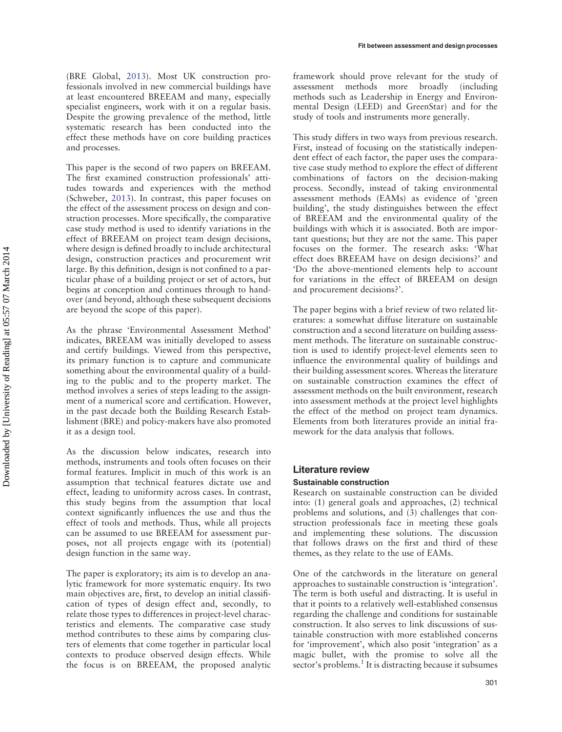(BRE Global, 2013). Most UK construction professionals involved in new commercial buildings have at least encountered BREEAM and many, especially specialist engineers, work with it on a regular basis. Despite the growing prevalence of the method, little systematic research has been conducted into the effect these methods have on core building practices and processes.

This paper is the second of two papers on BREEAM. The first examined construction professionals' attitudes towards and experiences with the method (Schweber, 2013). In contrast, this paper focuses on the effect of the assessment process on design and construction processes. More specifically, the comparative case study method is used to identify variations in the effect of BREEAM on project team design decisions, where design is defined broadly to include architectural design, construction practices and procurement writ large. By this definition, design is not confined to a particular phase of a building project or set of actors, but begins at conception and continues through to handover (and beyond, although these subsequent decisions are beyond the scope of this paper).

As the phrase 'Environmental Assessment Method' indicates, BREEAM was initially developed to assess and certify buildings. Viewed from this perspective, its primary function is to capture and communicate something about the environmental quality of a building to the public and to the property market. The method involves a series of steps leading to the assignment of a numerical score and certification. However, in the past decade both the Building Research Establishment (BRE) and policy-makers have also promoted it as a design tool.

As the discussion below indicates, research into methods, instruments and tools often focuses on their formal features. Implicit in much of this work is an assumption that technical features dictate use and effect, leading to uniformity across cases. In contrast, this study begins from the assumption that local context significantly influences the use and thus the effect of tools and methods. Thus, while all projects can be assumed to use BREEAM for assessment purposes, not all projects engage with its (potential) design function in the same way.

The paper is exploratory; its aim is to develop an analytic framework for more systematic enquiry. Its two main objectives are, first, to develop an initial classification of types of design effect and, secondly, to relate those types to differences in project-level characteristics and elements. The comparative case study method contributes to these aims by comparing clusters of elements that come together in particular local contexts to produce observed design effects. While the focus is on BREEAM, the proposed analytic framework should prove relevant for the study of assessment methods more broadly (including methods such as Leadership in Energy and Environmental Design (LEED) and GreenStar) and for the study of tools and instruments more generally.

This study differs in two ways from previous research. First, instead of focusing on the statistically independent effect of each factor, the paper uses the comparative case study method to explore the effect of different combinations of factors on the decision-making process. Secondly, instead of taking environmental assessment methods (EAMs) as evidence of 'green building', the study distinguishes between the effect of BREEAM and the environmental quality of the buildings with which it is associated. Both are important questions; but they are not the same. This paper focuses on the former. The research asks: 'What effect does BREEAM have on design decisions?' and 'Do the above-mentioned elements help to account for variations in the effect of BREEAM on design and procurement decisions?'.

The paper begins with a brief review of two related literatures: a somewhat diffuse literature on sustainable construction and a second literature on building assessment methods. The literature on sustainable construction is used to identify project-level elements seen to influence the environmental quality of buildings and their building assessment scores. Whereas the literature on sustainable construction examines the effect of assessment methods on the built environment, research into assessment methods at the project level highlights the effect of the method on project team dynamics. Elements from both literatures provide an initial framework for the data analysis that follows.

## Literature review

### Sustainable construction

Research on sustainable construction can be divided into: (1) general goals and approaches, (2) technical problems and solutions, and (3) challenges that construction professionals face in meeting these goals and implementing these solutions. The discussion that follows draws on the first and third of these themes, as they relate to the use of EAMs.

One of the catchwords in the literature on general approaches to sustainable construction is 'integration'. The term is both useful and distracting. It is useful in that it points to a relatively well-established consensus regarding the challenge and conditions for sustainable construction. It also serves to link discussions of sustainable construction with more established concerns for 'improvement', which also posit 'integration' as a magic bullet, with the promise to solve all the sector's problems.[1] It is distracting because it subsumes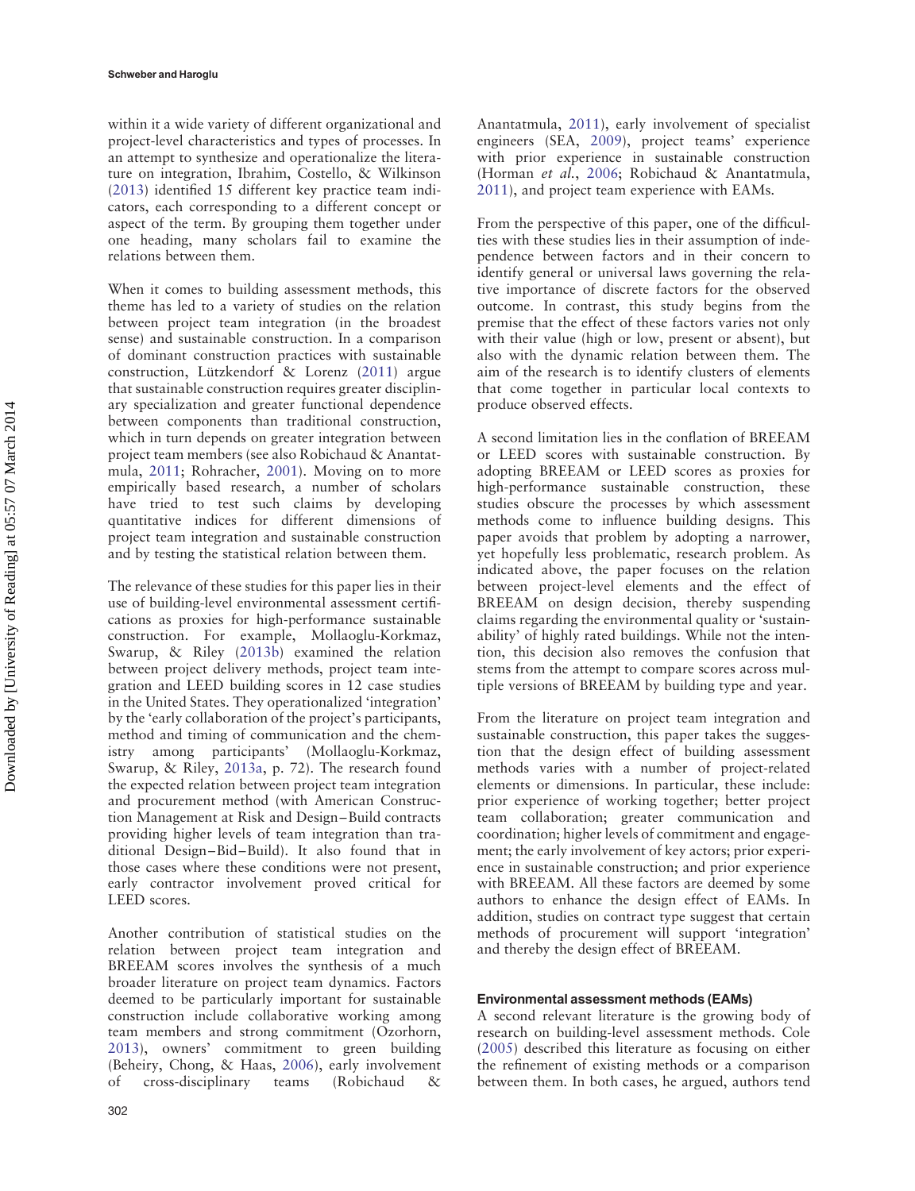within it a wide variety of different organizational and project-level characteristics and types of processes. In an attempt to synthesize and operationalize the literature on integration, Ibrahim, Costello, & Wilkinson (2013) identified 15 different key practice team indicators, each corresponding to a different concept or aspect of the term. By grouping them together under one heading, many scholars fail to examine the relations between them.

When it comes to building assessment methods, this theme has led to a variety of studies on the relation between project team integration (in the broadest sense) and sustainable construction. In a comparison of dominant construction practices with sustainable construction, Lützkendorf & Lorenz (2011) argue that sustainable construction requires greater disciplinary specialization and greater functional dependence between components than traditional construction, which in turn depends on greater integration between project team members (see also Robichaud & Anantatmula, 2011; Rohracher, 2001). Moving on to more empirically based research, a number of scholars have tried to test such claims by developing quantitative indices for different dimensions of project team integration and sustainable construction and by testing the statistical relation between them.

The relevance of these studies for this paper lies in their use of building-level environmental assessment certifications as proxies for high-performance sustainable construction. For example, Mollaoglu-Korkmaz, Swarup, & Riley (2013b) examined the relation between project delivery methods, project team integration and LEED building scores in 12 case studies in the United States. They operationalized 'integration' by the 'early collaboration of the project's participants, method and timing of communication and the chemistry among participants' (Mollaoglu-Korkmaz, Swarup, & Riley, 2013a, p. 72). The research found the expected relation between project team integration and procurement method (with American Construction Management at Risk and Design–Build contracts providing higher levels of team integration than traditional Design–Bid–Build). It also found that in those cases where these conditions were not present, early contractor involvement proved critical for LEED scores.

Another contribution of statistical studies on the relation between project team integration and BREEAM scores involves the synthesis of a much broader literature on project team dynamics. Factors deemed to be particularly important for sustainable construction include collaborative working among team members and strong commitment (Ozorhorn, 2013), owners' commitment to green building (Beheiry, Chong, & Haas, 2006), early involvement of cross-disciplinary teams (Robichaud & Anantatmula, 2011), early involvement of specialist engineers (SEA, 2009), project teams' experience with prior experience in sustainable construction (Horman *et al.*, 2006; Robichaud & Anantatmula, 2011), and project team experience with EAMs.

From the perspective of this paper, one of the difficulties with these studies lies in their assumption of independence between factors and in their concern to identify general or universal laws governing the relative importance of discrete factors for the observed outcome. In contrast, this study begins from the premise that the effect of these factors varies not only with their value (high or low, present or absent), but also with the dynamic relation between them. The aim of the research is to identify clusters of elements that come together in particular local contexts to produce observed effects.

A second limitation lies in the conflation of BREEAM or LEED scores with sustainable construction. By adopting BREEAM or LEED scores as proxies for high-performance sustainable construction, these studies obscure the processes by which assessment methods come to influence building designs. This paper avoids that problem by adopting a narrower, yet hopefully less problematic, research problem. As indicated above, the paper focuses on the relation between project-level elements and the effect of BREEAM on design decision, thereby suspending claims regarding the environmental quality or 'sustainability' of highly rated buildings. While not the intention, this decision also removes the confusion that stems from the attempt to compare scores across multiple versions of BREEAM by building type and year.

From the literature on project team integration and sustainable construction, this paper takes the suggestion that the design effect of building assessment methods varies with a number of project-related elements or dimensions. In particular, these include: prior experience of working together; better project team collaboration; greater communication and coordination; higher levels of commitment and engagement; the early involvement of key actors; prior experience in sustainable construction; and prior experience with BREEAM. All these factors are deemed by some authors to enhance the design effect of EAMs. In addition, studies on contract type suggest that certain methods of procurement will support 'integration' and thereby the design effect of BREEAM.

### Environmental assessment methods (EAMs)

A second relevant literature is the growing body of research on building-level assessment methods. Cole (2005) described this literature as focusing on either the refinement of existing methods or a comparison between them. In both cases, he argued, authors tend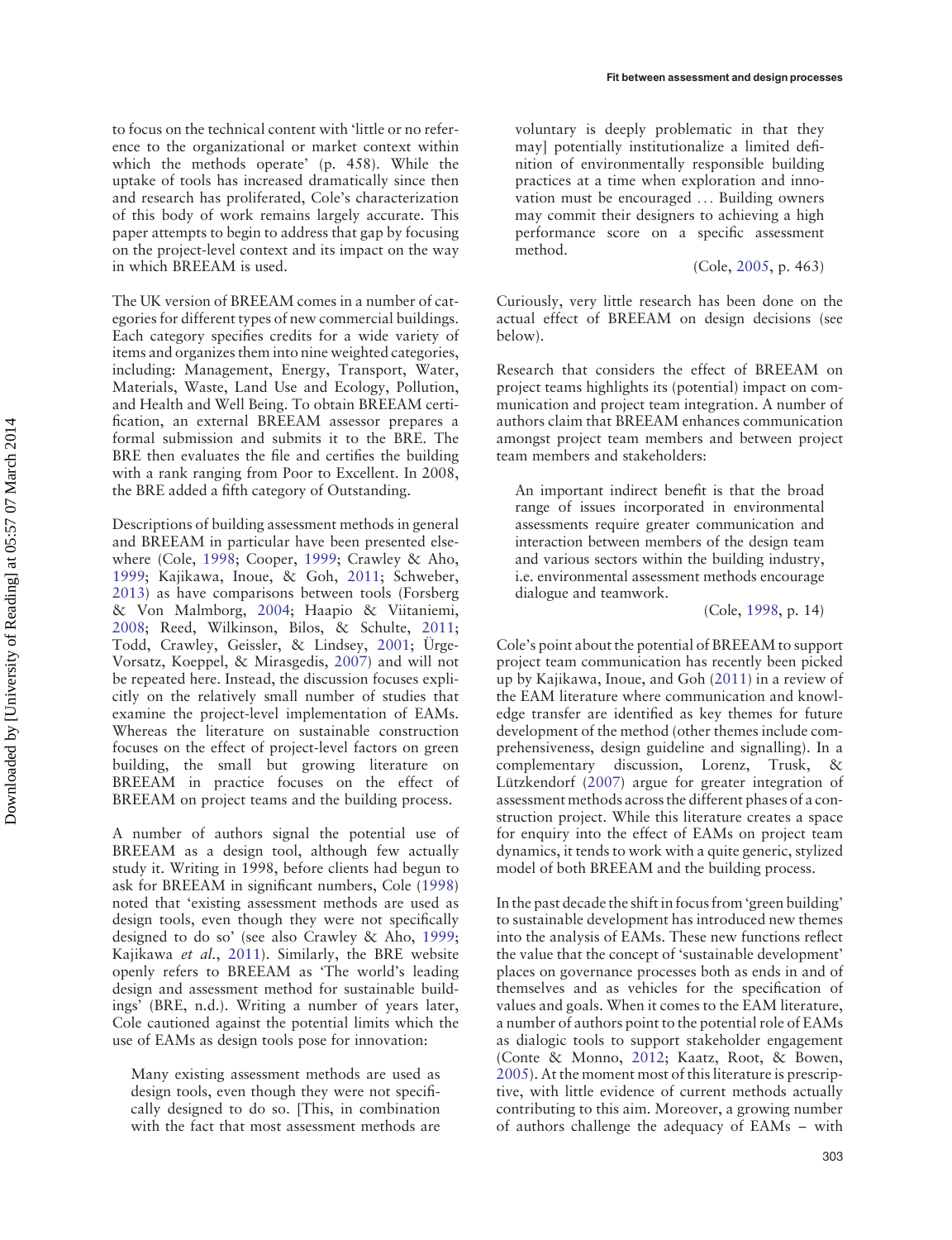to focus on the technical content with 'little or no reference to the organizational or market context within which the methods operate' (p. 458). While the uptake of tools has increased dramatically since then and research has proliferated, Cole's characterization of this body of work remains largely accurate. This paper attempts to begin to address that gap by focusing on the project-level context and its impact on the way in which BREEAM is used.

The UK version of BREEAM comes in a number of categories for different types of new commercial buildings. Each category specifies credits for a wide variety of items and organizes them into nine weighted categories, including: Management, Energy, Transport, Water, Materials, Waste, Land Use and Ecology, Pollution, and Health and Well Being. To obtain BREEAM certification, an external BREEAM assessor prepares a formal submission and submits it to the BRE. The BRE then evaluates the file and certifies the building with a rank ranging from Poor to Excellent. In 2008, the BRE added a fifth category of Outstanding.

Descriptions of building assessment methods in general and BREEAM in particular have been presented elsewhere (Cole, 1998; Cooper, 1999; Crawley & Aho, 1999; Kajikawa, Inoue, & Goh, 2011; Schweber, 2013) as have comparisons between tools (Forsberg & Von Malmborg, 2004; Haapio & Viitaniemi, 2008; Reed, Wilkinson, Bilos, & Schulte, 2011; Todd, Crawley, Geissler, & Lindsey, 2001; Ürge-Vorsatz, Koeppel, & Mirasgedis, 2007) and will not be repeated here. Instead, the discussion focuses explicitly on the relatively small number of studies that examine the project-level implementation of EAMs. Whereas the literature on sustainable construction focuses on the effect of project-level factors on green building, the small but growing literature on BREEAM in practice focuses on the effect of BREEAM on project teams and the building process.

A number of authors signal the potential use of BREEAM as a design tool, although few actually study it. Writing in 1998, before clients had begun to ask for BREEAM in significant numbers, Cole (1998) noted that 'existing assessment methods are used as design tools, even though they were not specifically designed to do so' (see also Crawley & Aho, 1999; Kajikawa *et al.*, 2011). Similarly, the BRE website openly refers to BREEAM as 'The world's leading design and assessment method for sustainable buildings' (BRE, n.d.). Writing a number of years later, Cole cautioned against the potential limits which the use of EAMs as design tools pose for innovation:

> Many existing assessment methods are used as design tools, even though they were not specifically designed to do so. [This, in combination with the fact that most assessment methods are voluntary is deeply problematic in that they may] potentially institutionalize a limited definition of environmentally responsible building practices at a time when exploration and innovation must be encouraged … Building owners may commit their designers to achieving a high performance score on a specific assessment method.
>
> (Cole, 2005, p. 463)

Curiously, very little research has been done on the actual effect of BREEAM on design decisions (see below).

Research that considers the effect of BREEAM on project teams highlights its (potential) impact on communication and project team integration. A number of authors claim that BREEAM enhances communication amongst project team members and between project team members and stakeholders:

> An important indirect benefit is that the broad range of issues incorporated in environmental assessments require greater communication and interaction between members of the design team and various sectors within the building industry, i.e. environmental assessment methods encourage dialogue and teamwork.
>
> (Cole, 1998, p. 14)

Cole's point about the potential of BREEAM to support project team communication has recently been picked up by Kajikawa, Inoue, and Goh (2011) in a review of the EAM literature where communication and knowledge transfer are identified as key themes for future development of the method (other themes include comprehensiveness, design guideline and signalling). In a complementary discussion, Lorenz, Trusk, & Lützkendorf (2007) argue for greater integration of assessment methods across the different phases of a construction project. While this literature creates a space for enquiry into the effect of EAMs on project team dynamics, it tends to work with a quite generic, stylized model of both BREEAM and the building process.

In the past decade the shift in focus from 'green building' to sustainable development has introduced new themes into the analysis of EAMs. These new functions reflect the value that the concept of 'sustainable development' places on governance processes both as ends in and of themselves and as vehicles for the specification of values and goals. When it comes to the EAM literature, a number of authors point to the potential role of EAMs as dialogic tools to support stakeholder engagement (Conte & Monno, 2012; Kaatz, Root, & Bowen, 2005). At the moment most of this literature is prescriptive, with little evidence of current methods actually contributing to this aim. Moreover, a growing number of authors challenge the adequacy of EAMs – with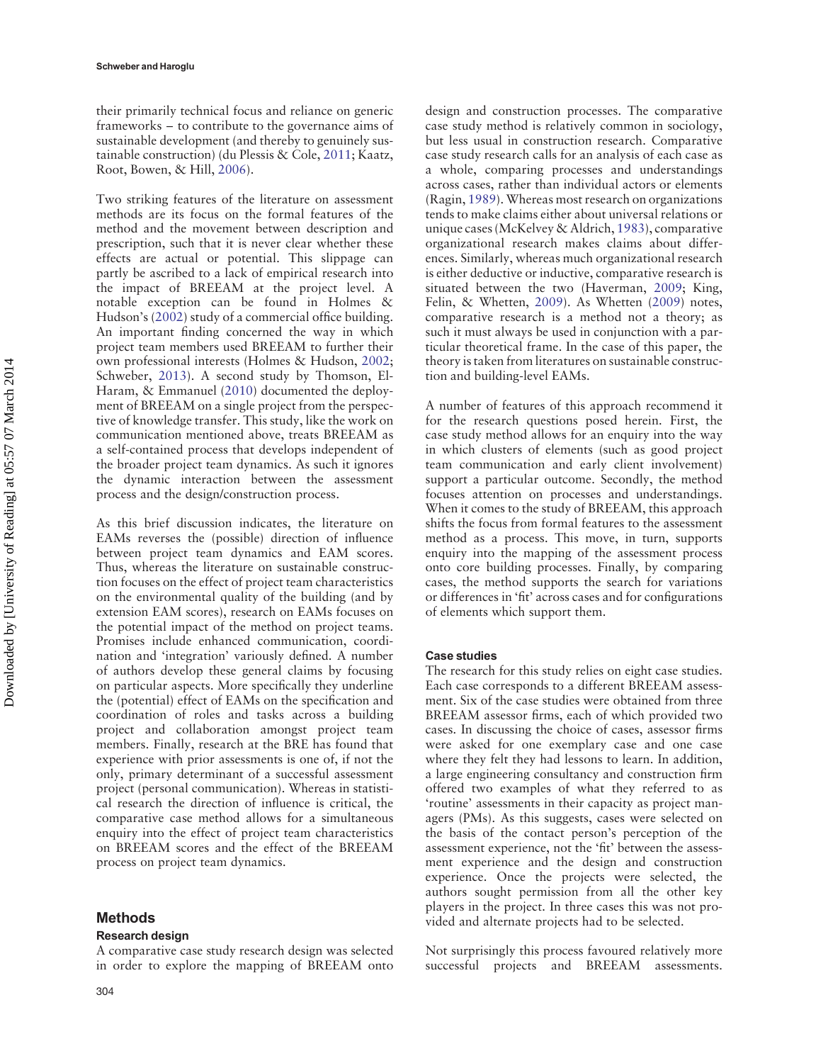their primarily technical focus and reliance on generic frameworks – to contribute to the governance aims of sustainable development (and thereby to genuinely sustainable construction) (du Plessis & Cole, 2011; Kaatz, Root, Bowen, & Hill, 2006).

Two striking features of the literature on assessment methods are its focus on the formal features of the method and the movement between description and prescription, such that it is never clear whether these effects are actual or potential. This slippage can partly be ascribed to a lack of empirical research into the impact of BREEAM at the project level. A notable exception can be found in Holmes & Hudson's (2002) study of a commercial office building. An important finding concerned the way in which project team members used BREEAM to further their own professional interests (Holmes & Hudson, 2002; Schweber, 2013). A second study by Thomson, El-Haram, & Emmanuel (2010) documented the deployment of BREEAM on a single project from the perspective of knowledge transfer. This study, like the work on communication mentioned above, treats BREEAM as a self-contained process that develops independent of the broader project team dynamics. As such it ignores the dynamic interaction between the assessment process and the design/construction process.

As this brief discussion indicates, the literature on EAMs reverses the (possible) direction of influence between project team dynamics and EAM scores. Thus, whereas the literature on sustainable construction focuses on the effect of project team characteristics on the environmental quality of the building (and by extension EAM scores), research on EAMs focuses on the potential impact of the method on project teams. Promises include enhanced communication, coordination and 'integration' variously defined. A number of authors develop these general claims by focusing on particular aspects. More specifically they underline the (potential) effect of EAMs on the specification and coordination of roles and tasks across a building project and collaboration amongst project team members. Finally, research at the BRE has found that experience with prior assessments is one of, if not the only, primary determinant of a successful assessment project (personal communication). Whereas in statistical research the direction of influence is critical, the comparative case method allows for a simultaneous enquiry into the effect of project team characteristics on BREEAM scores and the effect of the BREEAM process on project team dynamics.

## Methods

### Research design

A comparative case study research design was selected in order to explore the mapping of BREEAM onto design and construction processes. The comparative case study method is relatively common in sociology, but less usual in construction research. Comparative case study research calls for an analysis of each case as a whole, comparing processes and understandings across cases, rather than individual actors or elements (Ragin, 1989). Whereas most research on organizations tends to make claims either about universal relations or unique cases (McKelvey & Aldrich, 1983), comparative organizational research makes claims about differences. Similarly, whereas much organizational research is either deductive or inductive, comparative research is situated between the two (Haverman, 2009; King, Felin, & Whetten, 2009). As Whetten (2009) notes, comparative research is a method not a theory; as such it must always be used in conjunction with a particular theoretical frame. In the case of this paper, the theory is taken from literatures on sustainable construction and building-level EAMs.

A number of features of this approach recommend it for the research questions posed herein. First, the case study method allows for an enquiry into the way in which clusters of elements (such as good project team communication and early client involvement) support a particular outcome. Secondly, the method focuses attention on processes and understandings. When it comes to the study of BREEAM, this approach shifts the focus from formal features to the assessment method as a process. This move, in turn, supports enquiry into the mapping of the assessment process onto core building processes. Finally, by comparing cases, the method supports the search for variations or differences in 'fit' across cases and for configurations of elements which support them.

### Case studies

The research for this study relies on eight case studies. Each case corresponds to a different BREEAM assessment. Six of the case studies were obtained from three BREEAM assessor firms, each of which provided two cases. In discussing the choice of cases, assessor firms were asked for one exemplary case and one case where they felt they had lessons to learn. In addition, a large engineering consultancy and construction firm offered two examples of what they referred to as 'routine' assessments in their capacity as project managers (PMs). As this suggests, cases were selected on the basis of the contact person's perception of the assessment experience, not the 'fit' between the assessment experience and the design and construction experience. Once the projects were selected, the authors sought permission from all the other key players in the project. In three cases this was not provided and alternate projects had to be selected.

Not surprisingly this process favoured relatively more successful projects and BREEAM assessments.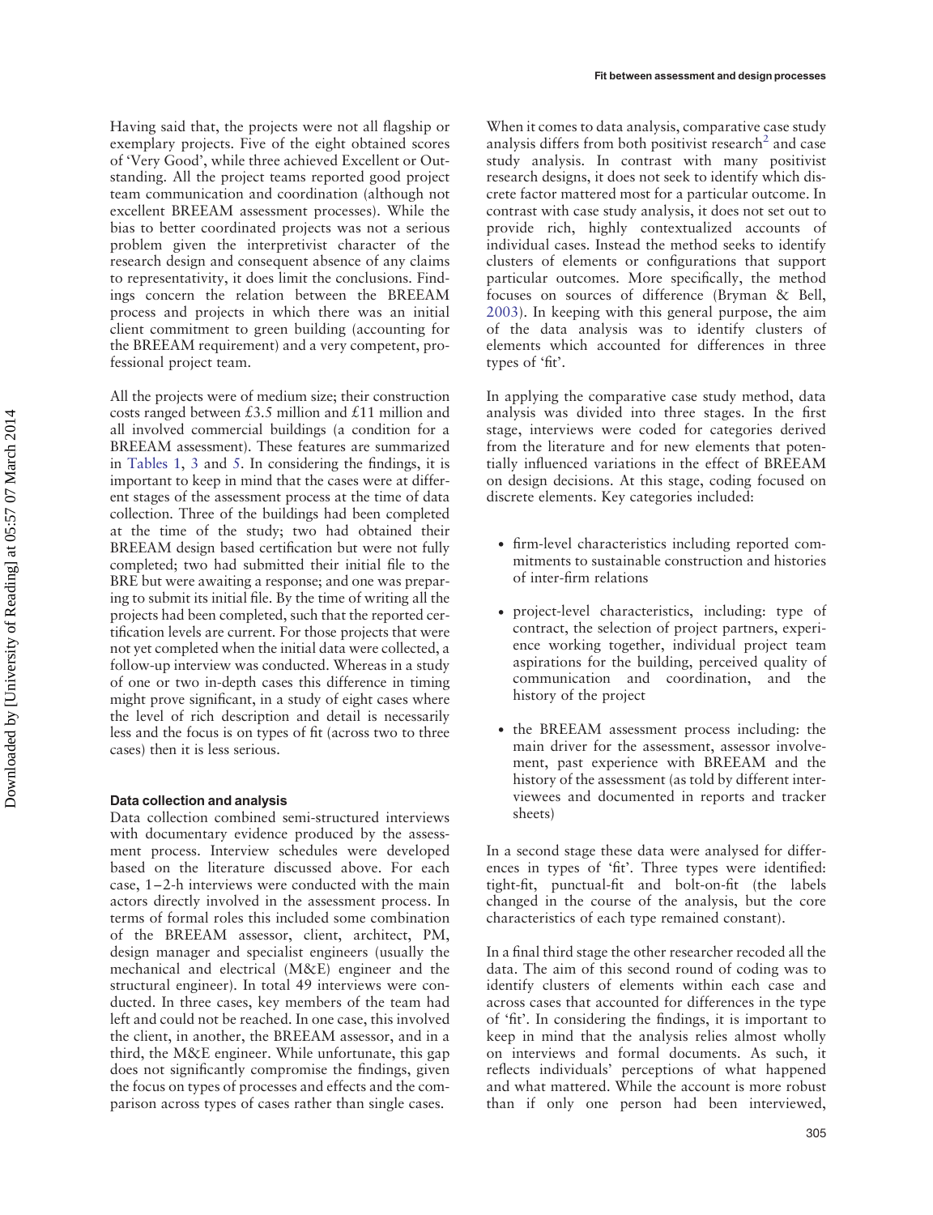Having said that, the projects were not all flagship or exemplary projects. Five of the eight obtained scores of 'Very Good', while three achieved Excellent or Outstanding. All the project teams reported good project team communication and coordination (although not excellent BREEAM assessment processes). While the bias to better coordinated projects was not a serious problem given the interpretivist character of the research design and consequent absence of any claims to representativity, it does limit the conclusions. Findings concern the relation between the BREEAM process and projects in which there was an initial client commitment to green building (accounting for the BREEAM requirement) and a very competent, professional project team.

All the projects were of medium size; their construction costs ranged between £3.5 million and £11 million and all involved commercial buildings (a condition for a BREEAM assessment). These features are summarized in Tables 1, 3 and 5. In considering the findings, it is important to keep in mind that the cases were at different stages of the assessment process at the time of data collection. Three of the buildings had been completed at the time of the study; two had obtained their BREEAM design based certification but were not fully completed; two had submitted their initial file to the BRE but were awaiting a response; and one was preparing to submit its initial file. By the time of writing all the projects had been completed, such that the reported certification levels are current. For those projects that were not yet completed when the initial data were collected, a follow-up interview was conducted. Whereas in a study of one or two in-depth cases this difference in timing might prove significant, in a study of eight cases where the level of rich description and detail is necessarily less and the focus is on types of fit (across two to three cases) then it is less serious.

### Data collection and analysis

Data collection combined semi-structured interviews with documentary evidence produced by the assessment process. Interview schedules were developed based on the literature discussed above. For each case, 1–2-h interviews were conducted with the main actors directly involved in the assessment process. In terms of formal roles this included some combination of the BREEAM assessor, client, architect, PM, design manager and specialist engineers (usually the mechanical and electrical (M&E) engineer and the structural engineer). In total 49 interviews were conducted. In three cases, key members of the team had left and could not be reached. In one case, this involved the client, in another, the BREEAM assessor, and in a third, the M&E engineer. While unfortunate, this gap does not significantly compromise the findings, given the focus on types of processes and effects and the comparison across types of cases rather than single cases.

When it comes to data analysis, comparative case study analysis differs from both positivist research[2] and case study analysis. In contrast with many positivist research designs, it does not seek to identify which discrete factor mattered most for a particular outcome. In contrast with case study analysis, it does not set out to provide rich, highly contextualized accounts of individual cases. Instead the method seeks to identify clusters of elements or configurations that support particular outcomes. More specifically, the method focuses on sources of difference (Bryman & Bell, 2003). In keeping with this general purpose, the aim of the data analysis was to identify clusters of elements which accounted for differences in three types of 'fit'.

In applying the comparative case study method, data analysis was divided into three stages. In the first stage, interviews were coded for categories derived from the literature and for new elements that potentially influenced variations in the effect of BREEAM on design decisions. At this stage, coding focused on discrete elements. Key categories included:

- firm-level characteristics including reported commitments to sustainable construction and histories of inter-firm relations
- project-level characteristics, including: type of contract, the selection of project partners, experience working together, individual project team aspirations for the building, perceived quality of communication and coordination, and the history of the project
- the BREEAM assessment process including: the main driver for the assessment, assessor involvement, past experience with BREEAM and the history of the assessment (as told by different interviewees and documented in reports and tracker sheets)

In a second stage these data were analysed for differences in types of 'fit'. Three types were identified: tight-fit, punctual-fit and bolt-on-fit (the labels changed in the course of the analysis, but the core characteristics of each type remained constant).

In a final third stage the other researcher recoded all the data. The aim of this second round of coding was to identify clusters of elements within each case and across cases that accounted for differences in the type of 'fit'. In considering the findings, it is important to keep in mind that the analysis relies almost wholly on interviews and formal documents. As such, it reflects individuals' perceptions of what happened and what mattered. While the account is more robust than if only one person had been interviewed,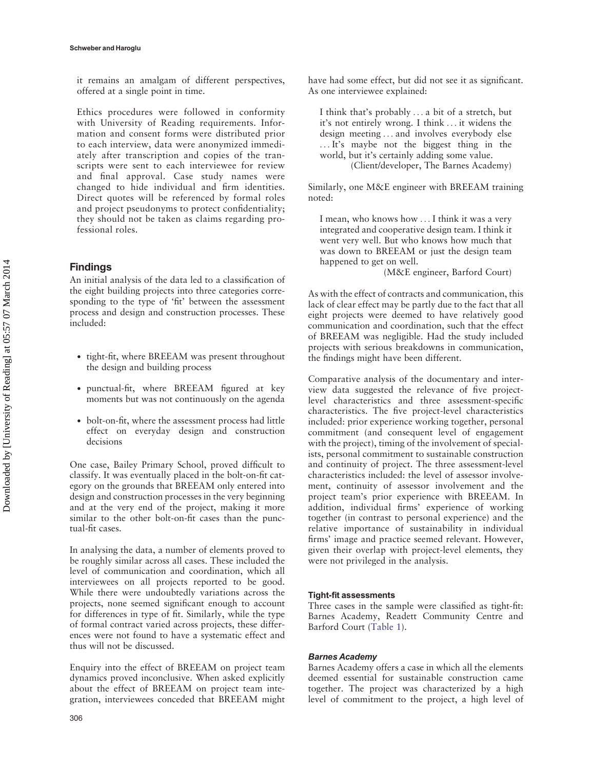it remains an amalgam of different perspectives, offered at a single point in time.

Ethics procedures were followed in conformity with University of Reading requirements. Information and consent forms were distributed prior to each interview, data were anonymized immediately after transcription and copies of the transcripts were sent to each interviewee for review and final approval. Case study names were changed to hide individual and firm identities. Direct quotes will be referenced by formal roles and project pseudonyms to protect confidentiality; they should not be taken as claims regarding professional roles.

## Findings

An initial analysis of the data led to a classification of the eight building projects into three categories corresponding to the type of 'fit' between the assessment process and design and construction processes. These included:

- tight-fit, where BREEAM was present throughout the design and building process
- punctual-fit, where BREEAM figured at key moments but was not continuously on the agenda
- bolt-on-fit, where the assessment process had little effect on everyday design and construction decisions

One case, Bailey Primary School, proved difficult to classify. It was eventually placed in the bolt-on-fit category on the grounds that BREEAM only entered into design and construction processes in the very beginning and at the very end of the project, making it more similar to the other bolt-on-fit cases than the punctual-fit cases.

In analysing the data, a number of elements proved to be roughly similar across all cases. These included the level of communication and coordination, which all interviewees on all projects reported to be good. While there were undoubtedly variations across the projects, none seemed significant enough to account for differences in type of fit. Similarly, while the type of formal contract varied across projects, these differences were not found to have a systematic effect and thus will not be discussed.

Enquiry into the effect of BREEAM on project team dynamics proved inconclusive. When asked explicitly about the effect of BREEAM on project team integration, interviewees conceded that BREEAM might have had some effect, but did not see it as significant. As one interviewee explained:

> I think that's probably … a bit of a stretch, but it's not entirely wrong. I think … it widens the design meeting … and involves everybody else … It's maybe not the biggest thing in the world, but it's certainly adding some value.
>
> (Client/developer, The Barnes Academy)

Similarly, one M&E engineer with BREEAM training noted:

> I mean, who knows how … I think it was a very integrated and cooperative design team. I think it went very well. But who knows how much that was down to BREEAM or just the design team happened to get on well.
>
> (M&E engineer, Barford Court)

As with the effect of contracts and communication, this lack of clear effect may be partly due to the fact that all eight projects were deemed to have relatively good communication and coordination, such that the effect of BREEAM was negligible. Had the study included projects with serious breakdowns in communication, the findings might have been different.

Comparative analysis of the documentary and interview data suggested the relevance of five project-level characteristics and three assessment-specific characteristics. The five project-level characteristics included: prior experience working together, personal commitment (and consequent level of engagement with the project), timing of the involvement of specialists, personal commitment to sustainable construction and continuity of project. The three assessment-level characteristics included: the level of assessor involvement, continuity of assessor involvement and the project team's prior experience with BREEAM. In addition, individual firms' experience of working together (in contrast to personal experience) and the relative importance of sustainability in individual firms' image and practice seemed relevant. However, given their overlap with project-level elements, they were not privileged in the analysis.

### Tight-fit assessments

Three cases in the sample were classified as tight-fit: Barnes Academy, Readett Community Centre and Barford Court (Table 1).

#### *Barnes Academy*

Barnes Academy offers a case in which all the elements deemed essential for sustainable construction came together. The project was characterized by a high level of commitment to the project, a high level of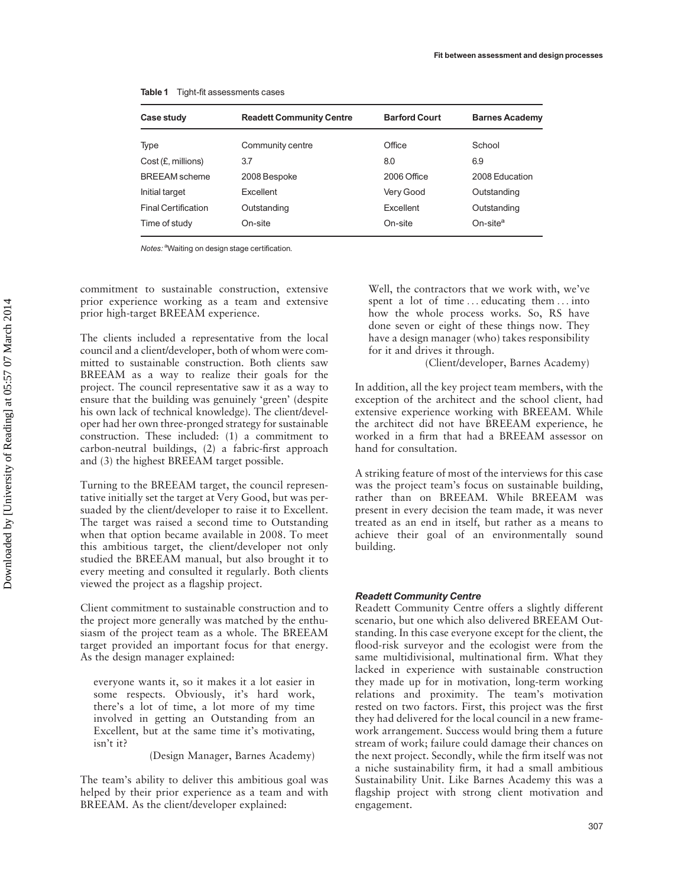**Table 1** Tight-fit assessments cases

| Case study | Readett Community Centre | Barford Court | Barnes Academy |
|---|---|---|---|
| Type | Community centre | Office | School |
| Cost (£, millions) | 3.7 | 8.0 | 6.9 |
| BREEAM scheme | 2008 Bespoke | 2006 Office | 2008 Education |
| Initial target | Excellent | Very Good | Outstanding |
| Final Certification | Outstanding | Excellent | Outstanding |
| Time of study | On-site | On-site | On-site[a] |

*Notes:* [a]Waiting on design stage certification.

commitment to sustainable construction, extensive prior experience working as a team and extensive prior high-target BREEAM experience.

The clients included a representative from the local council and a client/developer, both of whom were committed to sustainable construction. Both clients saw BREEAM as a way to realize their goals for the project. The council representative saw it as a way to ensure that the building was genuinely 'green' (despite his own lack of technical knowledge). The client/developer had her own three-pronged strategy for sustainable construction. These included: (1) a commitment to carbon-neutral buildings, (2) a fabric-first approach and (3) the highest BREEAM target possible.

Turning to the BREEAM target, the council representative initially set the target at Very Good, but was persuaded by the client/developer to raise it to Excellent. The target was raised a second time to Outstanding when that option became available in 2008. To meet this ambitious target, the client/developer not only studied the BREEAM manual, but also brought it to every meeting and consulted it regularly. Both clients viewed the project as a flagship project.

Client commitment to sustainable construction and to the project more generally was matched by the enthusiasm of the project team as a whole. The BREEAM target provided an important focus for that energy. As the design manager explained:

> everyone wants it, so it makes it a lot easier in some respects. Obviously, it's hard work, there's a lot of time, a lot more of my time involved in getting an Outstanding from an Excellent, but at the same time it's motivating, isn't it?
>
> (Design Manager, Barnes Academy)

The team's ability to deliver this ambitious goal was helped by their prior experience as a team and with BREEAM. As the client/developer explained:

> Well, the contractors that we work with, we've spent a lot of time ... educating them ... into how the whole process works. So, RS have done seven or eight of these things now. They have a design manager (who) takes responsibility for it and drives it through.
>
> (Client/developer, Barnes Academy)

In addition, all the key project team members, with the exception of the architect and the school client, had extensive experience working with BREEAM. While the architect did not have BREEAM experience, he worked in a firm that had a BREEAM assessor on hand for consultation.

A striking feature of most of the interviews for this case was the project team's focus on sustainable building, rather than on BREEAM. While BREEAM was present in every decision the team made, it was never treated as an end in itself, but rather as a means to achieve their goal of an environmentally sound building.

### *Readett Community Centre*

Readett Community Centre offers a slightly different scenario, but one which also delivered BREEAM Outstanding. In this case everyone except for the client, the flood-risk surveyor and the ecologist were from the same multidivisional, multinational firm. What they lacked in experience with sustainable construction they made up for in motivation, long-term working relations and proximity. The team's motivation rested on two factors. First, this project was the first they had delivered for the local council in a new framework arrangement. Success would bring them a future stream of work; failure could damage their chances on the next project. Secondly, while the firm itself was not a niche sustainability firm, it had a small ambitious Sustainability Unit. Like Barnes Academy this was a flagship project with strong client motivation and engagement.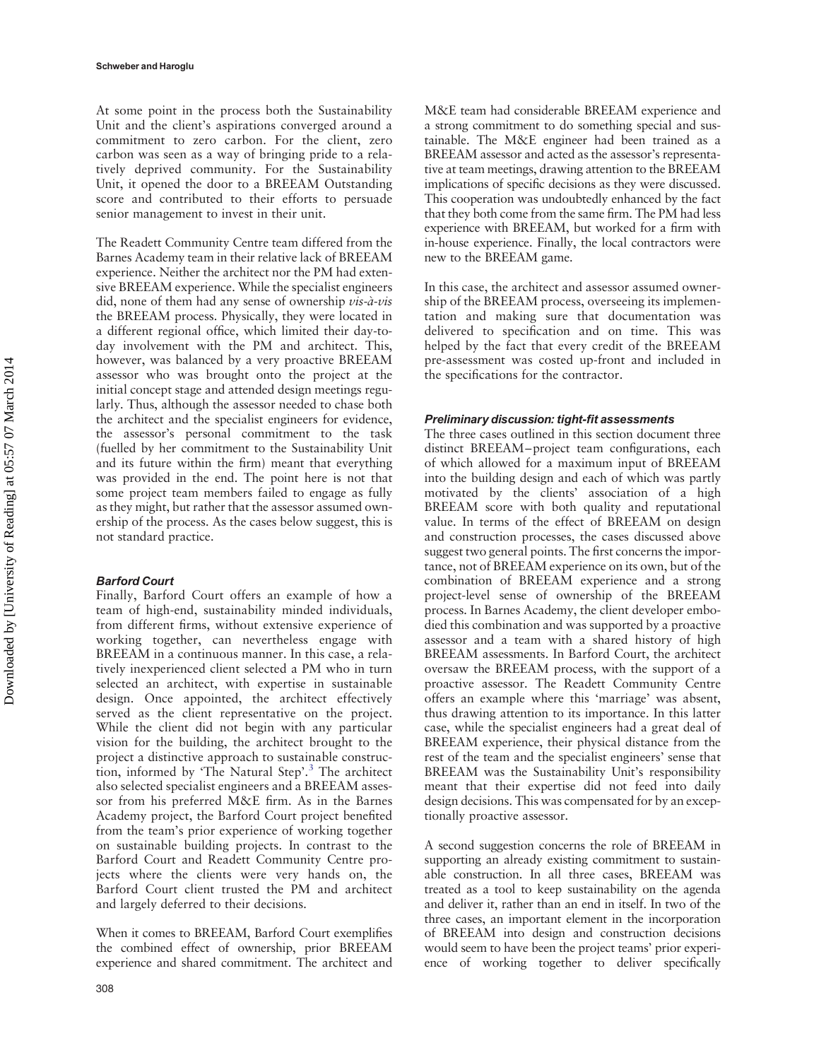At some point in the process both the Sustainability Unit and the client's aspirations converged around a commitment to zero carbon. For the client, zero carbon was seen as a way of bringing pride to a relatively deprived community. For the Sustainability Unit, it opened the door to a BREEAM Outstanding score and contributed to their efforts to persuade senior management to invest in their unit.

The Readett Community Centre team differed from the Barnes Academy team in their relative lack of BREEAM experience. Neither the architect nor the PM had extensive BREEAM experience. While the specialist engineers did, none of them had any sense of ownership *vis-à-vis* the BREEAM process. Physically, they were located in a different regional office, which limited their day-to-day involvement with the PM and architect. This, however, was balanced by a very proactive BREEAM assessor who was brought onto the project at the initial concept stage and attended design meetings regularly. Thus, although the assessor needed to chase both the architect and the specialist engineers for evidence, the assessor's personal commitment to the task (fuelled by her commitment to the Sustainability Unit and its future within the firm) meant that everything was provided in the end. The point here is not that some project team members failed to engage as fully as they might, but rather that the assessor assumed ownership of the process. As the cases below suggest, this is not standard practice.

### Barford Court

Finally, Barford Court offers an example of how a team of high-end, sustainability minded individuals, from different firms, without extensive experience of working together, can nevertheless engage with BREEAM in a continuous manner. In this case, a relatively inexperienced client selected a PM who in turn selected an architect, with expertise in sustainable design. Once appointed, the architect effectively served as the client representative on the project. While the client did not begin with any particular vision for the building, the architect brought to the project a distinctive approach to sustainable construction, informed by 'The Natural Step'.[3] The architect also selected specialist engineers and a BREEAM assessor from his preferred M&E firm. As in the Barnes Academy project, the Barford Court project benefited from the team's prior experience of working together on sustainable building projects. In contrast to the Barford Court and Readett Community Centre projects where the clients were very hands on, the Barford Court client trusted the PM and architect and largely deferred to their decisions.

When it comes to BREEAM, Barford Court exemplifies the combined effect of ownership, prior BREEAM experience and shared commitment. The architect and M&E team had considerable BREEAM experience and a strong commitment to do something special and sustainable. The M&E engineer had been trained as a BREEAM assessor and acted as the assessor's representative at team meetings, drawing attention to the BREEAM implications of specific decisions as they were discussed. This cooperation was undoubtedly enhanced by the fact that they both come from the same firm. The PM had less experience with BREEAM, but worked for a firm with in-house experience. Finally, the local contractors were new to the BREEAM game.

In this case, the architect and assessor assumed ownership of the BREEAM process, overseeing its implementation and making sure that documentation was delivered to specification and on time. This was helped by the fact that every credit of the BREEAM pre-assessment was costed up-front and included in the specifications for the contractor.

### Preliminary discussion: tight-fit assessments

The three cases outlined in this section document three distinct BREEAM–project team configurations, each of which allowed for a maximum input of BREEAM into the building design and each of which was partly motivated by the clients' association of a high BREEAM score with both quality and reputational value. In terms of the effect of BREEAM on design and construction processes, the cases discussed above suggest two general points. The first concerns the importance, not of BREEAM experience on its own, but of the combination of BREEAM experience and a strong project-level sense of ownership of the BREEAM process. In Barnes Academy, the client developer embodied this combination and was supported by a proactive assessor and a team with a shared history of high BREEAM assessments. In Barford Court, the architect oversaw the BREEAM process, with the support of a proactive assessor. The Readett Community Centre offers an example where this 'marriage' was absent, thus drawing attention to its importance. In this latter case, while the specialist engineers had a great deal of BREEAM experience, their physical distance from the rest of the team and the specialist engineers' sense that BREEAM was the Sustainability Unit's responsibility meant that their expertise did not feed into daily design decisions. This was compensated for by an exceptionally proactive assessor.

A second suggestion concerns the role of BREEAM in supporting an already existing commitment to sustainable construction. In all three cases, BREEAM was treated as a tool to keep sustainability on the agenda and deliver it, rather than an end in itself. In two of the three cases, an important element in the incorporation of BREEAM into design and construction decisions would seem to have been the project teams' prior experience of working together to deliver specifically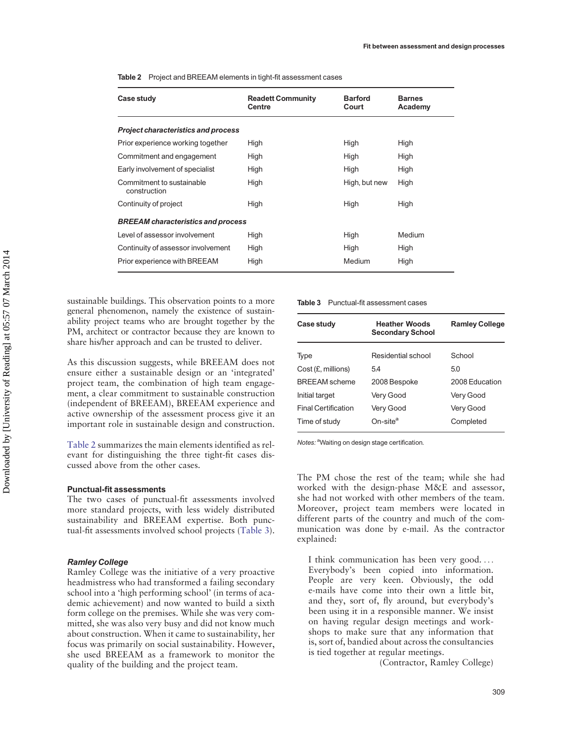**Table 2** Project and BREEAM elements in tight-fit assessment cases

| Case study | Readett Community Centre | Barford Court | Barnes Academy |
|---|---|---|---|
| ***Project characteristics and process*** | | | |
| Prior experience working together | High | High | High |
| Commitment and engagement | High | High | High |
| Early involvement of specialist | High | High | High |
| Commitment to sustainable construction | High | High, but new | High |
| Continuity of project | High | High | High |
| ***BREEAM characteristics and process*** | | | |
| Level of assessor involvement | High | High | Medium |
| Continuity of assessor involvement | High | High | High |
| Prior experience with BREEAM | High | Medium | High |

sustainable buildings. This observation points to a more general phenomenon, namely the existence of sustainability project teams who are brought together by the PM, architect or contractor because they are known to share his/her approach and can be trusted to deliver.

As this discussion suggests, while BREEAM does not ensure either a sustainable design or an 'integrated' project team, the combination of high team engagement, a clear commitment to sustainable construction (independent of BREEAM), BREEAM experience and active ownership of the assessment process give it an important role in sustainable design and construction.

Table 2 summarizes the main elements identified as relevant for distinguishing the three tight-fit cases discussed above from the other cases.

### Punctual-fit assessments

The two cases of punctual-fit assessments involved more standard projects, with less widely distributed sustainability and BREEAM expertise. Both punctual-fit assessments involved school projects (Table 3).

**Table 3** Punctual-fit assessment cases

| Case study | Heather Woods Secondary School | Ramley College |
|---|---|---|
| Type | Residential school | School |
| Cost (£, millions) | 5.4 | 5.0 |
| BREEAM scheme | 2008 Bespoke | 2008 Education |
| Initial target | Very Good | Very Good |
| Final Certification | Very Good | Very Good |
| Time of study | On-site[a] | Completed |

*Notes:* [a]Waiting on design stage certification.

#### *Ramley College*

Ramley College was the initiative of a very proactive headmistress who had transformed a failing secondary school into a 'high performing school' (in terms of academic achievement) and now wanted to build a sixth form college on the premises. While she was very committed, she was also very busy and did not know much about construction. When it came to sustainability, her focus was primarily on social sustainability. However, she used BREEAM as a framework to monitor the quality of the building and the project team.

The PM chose the rest of the team; while she had worked with the design-phase M&E and assessor, she had not worked with other members of the team. Moreover, project team members were located in different parts of the country and much of the communication was done by e-mail. As the contractor explained:

> I think communication has been very good. ... Everybody's been copied into information. People are very keen. Obviously, the odd e-mails have come into their own a little bit, and they, sort of, fly around, but everybody's been using it in a responsible manner. We insist on having regular design meetings and workshops to make sure that any information that is, sort of, bandied about across the consultancies is tied together at regular meetings.
>
> (Contractor, Ramley College)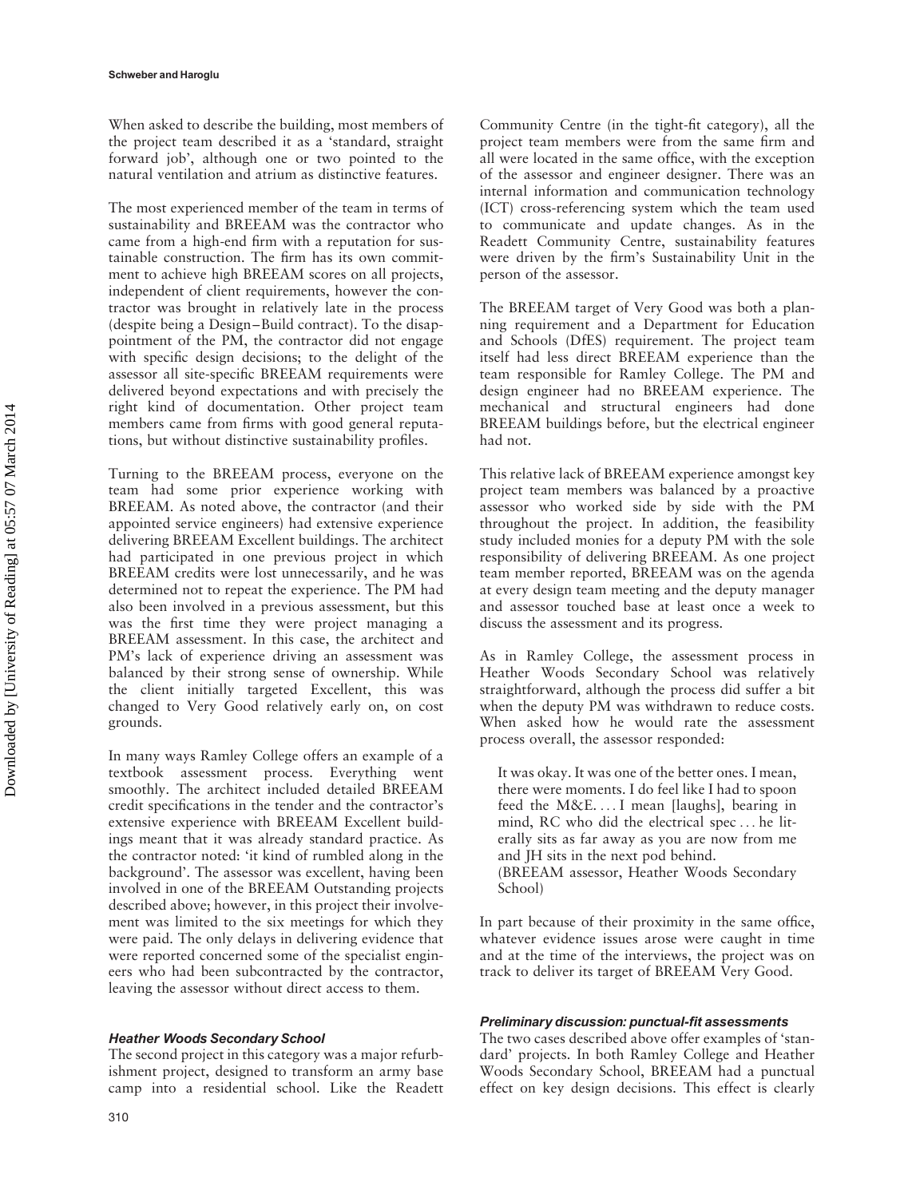When asked to describe the building, most members of the project team described it as a 'standard, straight forward job', although one or two pointed to the natural ventilation and atrium as distinctive features.

The most experienced member of the team in terms of sustainability and BREEAM was the contractor who came from a high-end firm with a reputation for sustainable construction. The firm has its own commitment to achieve high BREEAM scores on all projects, independent of client requirements, however the contractor was brought in relatively late in the process (despite being a Design–Build contract). To the disappointment of the PM, the contractor did not engage with specific design decisions; to the delight of the assessor all site-specific BREEAM requirements were delivered beyond expectations and with precisely the right kind of documentation. Other project team members came from firms with good general reputations, but without distinctive sustainability profiles.

Turning to the BREEAM process, everyone on the team had some prior experience working with BREEAM. As noted above, the contractor (and their appointed service engineers) had extensive experience delivering BREEAM Excellent buildings. The architect had participated in one previous project in which BREEAM credits were lost unnecessarily, and he was determined not to repeat the experience. The PM had also been involved in a previous assessment, but this was the first time they were project managing a BREEAM assessment. In this case, the architect and PM's lack of experience driving an assessment was balanced by their strong sense of ownership. While the client initially targeted Excellent, this was changed to Very Good relatively early on, on cost grounds.

In many ways Ramley College offers an example of a textbook assessment process. Everything went smoothly. The architect included detailed BREEAM credit specifications in the tender and the contractor's extensive experience with BREEAM Excellent buildings meant that it was already standard practice. As the contractor noted: 'it kind of rumbled along in the background'. The assessor was excellent, having been involved in one of the BREEAM Outstanding projects described above; however, in this project their involvement was limited to the six meetings for which they were paid. The only delays in delivering evidence that were reported concerned some of the specialist engineers who had been subcontracted by the contractor, leaving the assessor without direct access to them.

### Heather Woods Secondary School

The second project in this category was a major refurbishment project, designed to transform an army base camp into a residential school. Like the Readett Community Centre (in the tight-fit category), all the project team members were from the same firm and all were located in the same office, with the exception of the assessor and engineer designer. There was an internal information and communication technology (ICT) cross-referencing system which the team used to communicate and update changes. As in the Readett Community Centre, sustainability features were driven by the firm's Sustainability Unit in the person of the assessor.

The BREEAM target of Very Good was both a planning requirement and a Department for Education and Schools (DfES) requirement. The project team itself had less direct BREEAM experience than the team responsible for Ramley College. The PM and design engineer had no BREEAM experience. The mechanical and structural engineers had done BREEAM buildings before, but the electrical engineer had not.

This relative lack of BREEAM experience amongst key project team members was balanced by a proactive assessor who worked side by side with the PM throughout the project. In addition, the feasibility study included monies for a deputy PM with the sole responsibility of delivering BREEAM. As one project team member reported, BREEAM was on the agenda at every design team meeting and the deputy manager and assessor touched base at least once a week to discuss the assessment and its progress.

As in Ramley College, the assessment process in Heather Woods Secondary School was relatively straightforward, although the process did suffer a bit when the deputy PM was withdrawn to reduce costs. When asked how he would rate the assessment process overall, the assessor responded:

> It was okay. It was one of the better ones. I mean, there were moments. I do feel like I had to spoon feed the M&E. ... I mean [laughs], bearing in mind, RC who did the electrical spec ... he literally sits as far away as you are now from me and JH sits in the next pod behind.
> (BREEAM assessor, Heather Woods Secondary School)

In part because of their proximity in the same office, whatever evidence issues arose were caught in time and at the time of the interviews, the project was on track to deliver its target of BREEAM Very Good.

### Preliminary discussion: punctual-fit assessments

The two cases described above offer examples of 'standard' projects. In both Ramley College and Heather Woods Secondary School, BREEAM had a punctual effect on key design decisions. This effect is clearly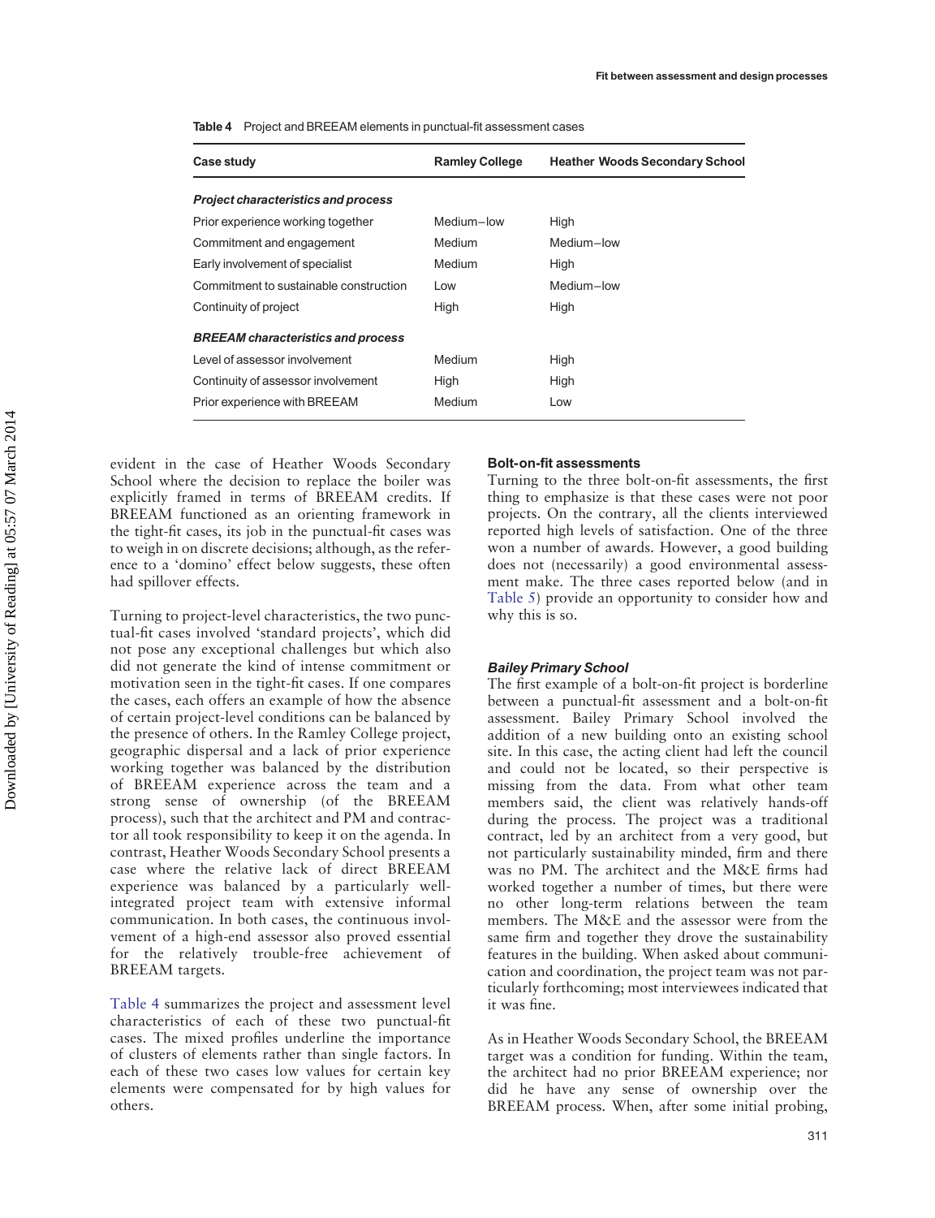**Table 4** Project and BREEAM elements in punctual-fit assessment cases

| Case study | Ramley College | Heather Woods Secondary School |
|---|---|---|
| ***Project characteristics and process*** | | |
| Prior experience working together | Medium–low | High |
| Commitment and engagement | Medium | Medium–low |
| Early involvement of specialist | Medium | High |
| Commitment to sustainable construction | Low | Medium–low |
| Continuity of project | High | High |
| ***BREEAM characteristics and process*** | | |
| Level of assessor involvement | Medium | High |
| Continuity of assessor involvement | High | High |
| Prior experience with BREEAM | Medium | Low |

evident in the case of Heather Woods Secondary School where the decision to replace the boiler was explicitly framed in terms of BREEAM credits. If BREEAM functioned as an orienting framework in the tight-fit cases, its job in the punctual-fit cases was to weigh in on discrete decisions; although, as the reference to a 'domino' effect below suggests, these often had spillover effects.

Turning to project-level characteristics, the two punctual-fit cases involved 'standard projects', which did not pose any exceptional challenges but which also did not generate the kind of intense commitment or motivation seen in the tight-fit cases. If one compares the cases, each offers an example of how the absence of certain project-level conditions can be balanced by the presence of others. In the Ramley College project, geographic dispersal and a lack of prior experience working together was balanced by the distribution of BREEAM experience across the team and a strong sense of ownership (of the BREEAM process), such that the architect and PM and contractor all took responsibility to keep it on the agenda. In contrast, Heather Woods Secondary School presents a case where the relative lack of direct BREEAM experience was balanced by a particularly well-integrated project team with extensive informal communication. In both cases, the continuous involvement of a high-end assessor also proved essential for the relatively trouble-free achievement of BREEAM targets.

Table 4 summarizes the project and assessment level characteristics of each of these two punctual-fit cases. The mixed profiles underline the importance of clusters of elements rather than single factors. In each of these two cases low values for certain key elements were compensated for by high values for others.

### Bolt-on-fit assessments

Turning to the three bolt-on-fit assessments, the first thing to emphasize is that these cases were not poor projects. On the contrary, all the clients interviewed reported high levels of satisfaction. One of the three won a number of awards. However, a good building does not (necessarily) a good environmental assessment make. The three cases reported below (and in Table 5) provide an opportunity to consider how and why this is so.

#### *Bailey Primary School*

The first example of a bolt-on-fit project is borderline between a punctual-fit assessment and a bolt-on-fit assessment. Bailey Primary School involved the addition of a new building onto an existing school site. In this case, the acting client had left the council and could not be located, so their perspective is missing from the data. From what other team members said, the client was relatively hands-off during the process. The project was a traditional contract, led by an architect from a very good, but not particularly sustainability minded, firm and there was no PM. The architect and the M&E firms had worked together a number of times, but there were no other long-term relations between the team members. The M&E and the assessor were from the same firm and together they drove the sustainability features in the building. When asked about communication and coordination, the project team was not particularly forthcoming; most interviewees indicated that it was fine.

As in Heather Woods Secondary School, the BREEAM target was a condition for funding. Within the team, the architect had no prior BREEAM experience; nor did he have any sense of ownership over the BREEAM process. When, after some initial probing,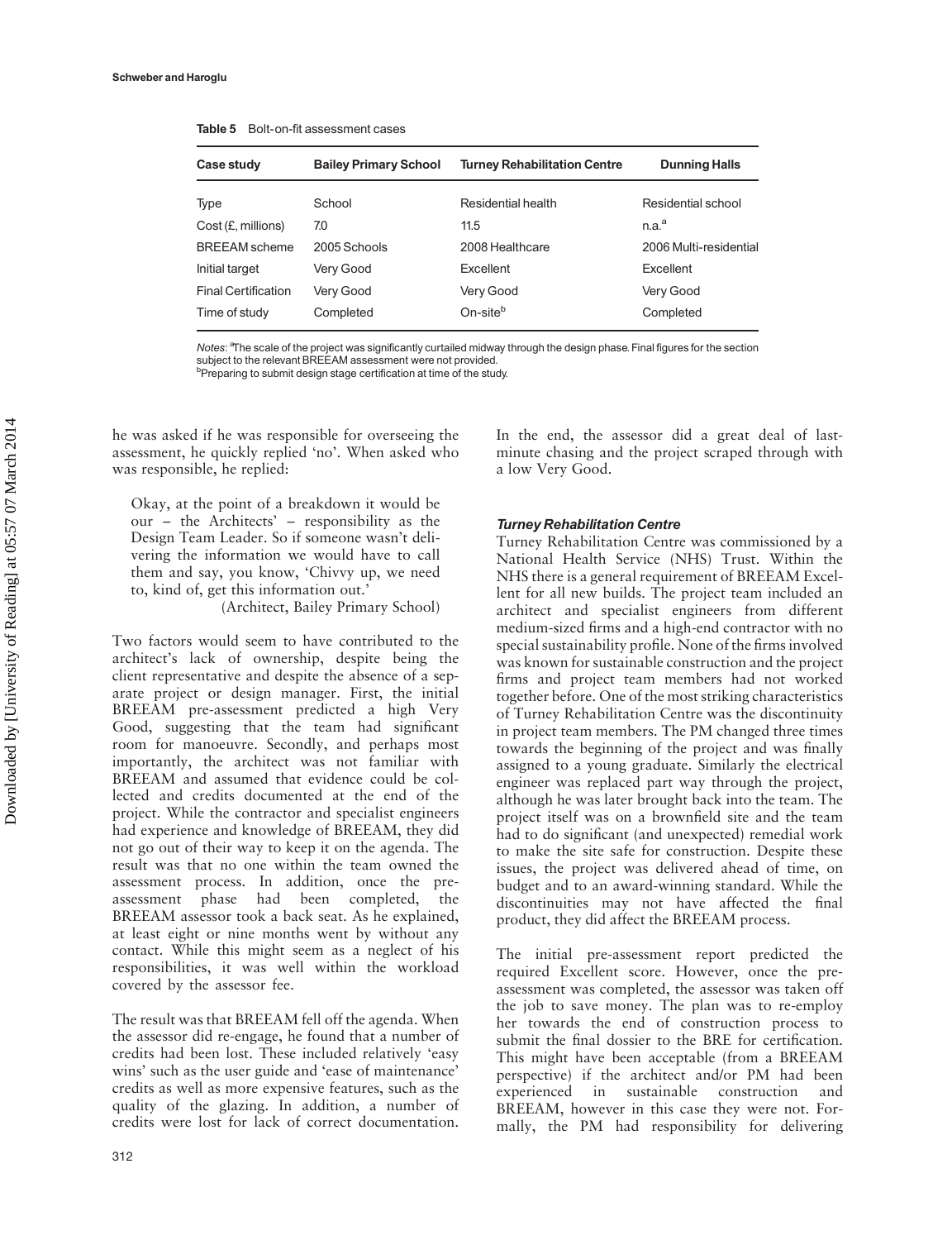**Table 5** Bolt-on-fit assessment cases

| Case study | Bailey Primary School | Turney Rehabilitation Centre | Dunning Halls |
|---|---|---|---|
| Type | School | Residential health | Residential school |
| Cost (£, millions) | 7.0 | 11.5 | n.a.[a] |
| BREEAM scheme | 2005 Schools | 2008 Healthcare | 2006 Multi-residential |
| Initial target | Very Good | Excellent | Excellent |
| Final Certification | Very Good | Very Good | Very Good |
| Time of study | Completed | On-site[b] | Completed |

*Notes*: [a]The scale of the project was significantly curtailed midway through the design phase. Final figures for the section subject to the relevant BREEAM assessment were not provided.
[b]Preparing to submit design stage certification at time of the study.

he was asked if he was responsible for overseeing the assessment, he quickly replied 'no'. When asked who was responsible, he replied:

> Okay, at the point of a breakdown it would be our – the Architects' – responsibility as the Design Team Leader. So if someone wasn't delivering the information we would have to call them and say, you know, 'Chivvy up, we need to, kind of, get this information out.'
> (Architect, Bailey Primary School)

Two factors would seem to have contributed to the architect's lack of ownership, despite being the client representative and despite the absence of a separate project or design manager. First, the initial BREEAM pre-assessment predicted a high Very Good, suggesting that the team had significant room for manoeuvre. Secondly, and perhaps most importantly, the architect was not familiar with BREEAM and assumed that evidence could be collected and credits documented at the end of the project. While the contractor and specialist engineers had experience and knowledge of BREEAM, they did not go out of their way to keep it on the agenda. The result was that no one within the team owned the assessment process. In addition, once the pre-assessment phase had been completed, the BREEAM assessor took a back seat. As he explained, at least eight or nine months went by without any contact. While this might seem as a neglect of his responsibilities, it was well within the workload covered by the assessor fee.

The result was that BREEAM fell off the agenda. When the assessor did re-engage, he found that a number of credits had been lost. These included relatively 'easy wins' such as the user guide and 'ease of maintenance' credits as well as more expensive features, such as the quality of the glazing. In addition, a number of credits were lost for lack of correct documentation. In the end, the assessor did a great deal of last-minute chasing and the project scraped through with a low Very Good.

### *Turney Rehabilitation Centre*

Turney Rehabilitation Centre was commissioned by a National Health Service (NHS) Trust. Within the NHS there is a general requirement of BREEAM Excellent for all new builds. The project team included an architect and specialist engineers from different medium-sized firms and a high-end contractor with no special sustainability profile. None of the firms involved was known for sustainable construction and the project firms and project team members had not worked together before. One of the most striking characteristics of Turney Rehabilitation Centre was the discontinuity in project team members. The PM changed three times towards the beginning of the project and was finally assigned to a young graduate. Similarly the electrical engineer was replaced part way through the project, although he was later brought back into the team. The project itself was on a brownfield site and the team had to do significant (and unexpected) remedial work to make the site safe for construction. Despite these issues, the project was delivered ahead of time, on budget and to an award-winning standard. While the discontinuities may not have affected the final product, they did affect the BREEAM process.

The initial pre-assessment report predicted the required Excellent score. However, once the pre-assessment was completed, the assessor was taken off the job to save money. The plan was to re-employ her towards the end of construction process to submit the final dossier to the BRE for certification. This might have been acceptable (from a BREEAM perspective) if the architect and/or PM had been experienced in sustainable construction and BREEAM, however in this case they were not. Formally, the PM had responsibility for delivering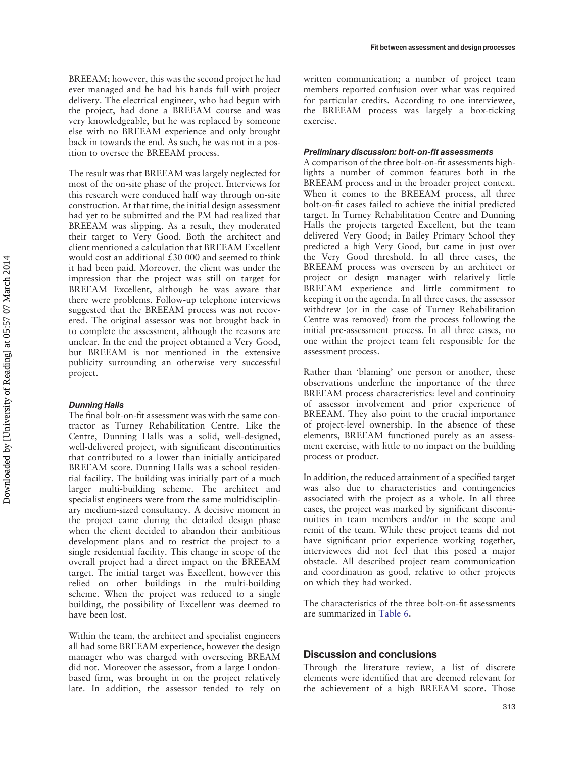BREEAM; however, this was the second project he had ever managed and he had his hands full with project delivery. The electrical engineer, who had begun with the project, had done a BREEAM course and was very knowledgeable, but he was replaced by someone else with no BREEAM experience and only brought back in towards the end. As such, he was not in a position to oversee the BREEAM process.

The result was that BREEAM was largely neglected for most of the on-site phase of the project. Interviews for this research were conduced half way through on-site construction. At that time, the initial design assessment had yet to be submitted and the PM had realized that BREEAM was slipping. As a result, they moderated their target to Very Good. Both the architect and client mentioned a calculation that BREEAM Excellent would cost an additional £30 000 and seemed to think it had been paid. Moreover, the client was under the impression that the project was still on target for BREEAM Excellent, although he was aware that there were problems. Follow-up telephone interviews suggested that the BREEAM process was not recovered. The original assessor was not brought back in to complete the assessment, although the reasons are unclear. In the end the project obtained a Very Good, but BREEAM is not mentioned in the extensive publicity surrounding an otherwise very successful project.

#### *Dunning Halls*

The final bolt-on-fit assessment was with the same contractor as Turney Rehabilitation Centre. Like the Centre, Dunning Halls was a solid, well-designed, well-delivered project, with significant discontinuities that contributed to a lower than initially anticipated BREEAM score. Dunning Halls was a school residential facility. The building was initially part of a much larger multi-building scheme. The architect and specialist engineers were from the same multidisciplinary medium-sized consultancy. A decisive moment in the project came during the detailed design phase when the client decided to abandon their ambitious development plans and to restrict the project to a single residential facility. This change in scope of the overall project had a direct impact on the BREEAM target. The initial target was Excellent, however this relied on other buildings in the multi-building scheme. When the project was reduced to a single building, the possibility of Excellent was deemed to have been lost.

Within the team, the architect and specialist engineers all had some BREEAM experience, however the design manager who was charged with overseeing BREAM did not. Moreover the assessor, from a large London-based firm, was brought in on the project relatively late. In addition, the assessor tended to rely on written communication; a number of project team members reported confusion over what was required for particular credits. According to one interviewee, the BREEAM process was largely a box-ticking exercise.

#### *Preliminary discussion: bolt-on-fit assessments*

A comparison of the three bolt-on-fit assessments highlights a number of common features both in the BREEAM process and in the broader project context. When it comes to the BREEAM process, all three bolt-on-fit cases failed to achieve the initial predicted target. In Turney Rehabilitation Centre and Dunning Halls the projects targeted Excellent, but the team delivered Very Good; in Bailey Primary School they predicted a high Very Good, but came in just over the Very Good threshold. In all three cases, the BREEAM process was overseen by an architect or project or design manager with relatively little BREEAM experience and little commitment to keeping it on the agenda. In all three cases, the assessor withdrew (or in the case of Turney Rehabilitation Centre was removed) from the process following the initial pre-assessment process. In all three cases, no one within the project team felt responsible for the assessment process.

Rather than 'blaming' one person or another, these observations underline the importance of the three BREEAM process characteristics: level and continuity of assessor involvement and prior experience of BREEAM. They also point to the crucial importance of project-level ownership. In the absence of these elements, BREEAM functioned purely as an assessment exercise, with little to no impact on the building process or product.

In addition, the reduced attainment of a specified target was also due to characteristics and contingencies associated with the project as a whole. In all three cases, the project was marked by significant discontinuities in team members and/or in the scope and remit of the team. While these project teams did not have significant prior experience working together, interviewees did not feel that this posed a major obstacle. All described project team communication and coordination as good, relative to other projects on which they had worked.

The characteristics of the three bolt-on-fit assessments are summarized in Table 6.

## Discussion and conclusions

Through the literature review, a list of discrete elements were identified that are deemed relevant for the achievement of a high BREEAM score. Those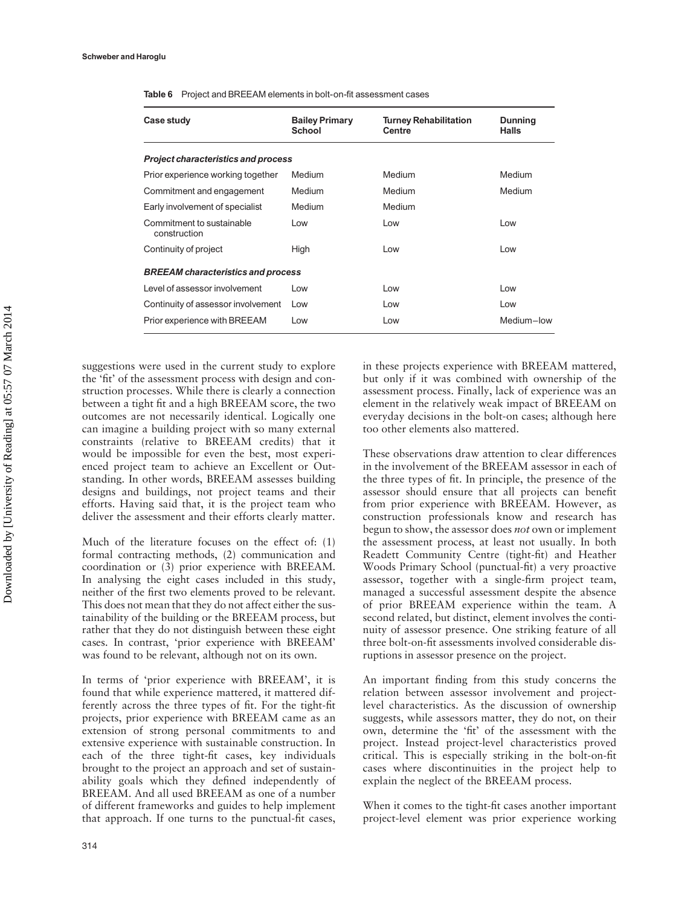**Table 6** Project and BREEAM elements in bolt-on-fit assessment cases

| Case study | Bailey Primary School | Turney Rehabilitation Centre | Dunning Halls |
|---|---|---|---|
| ***Project characteristics and process*** | | | |
| Prior experience working together | Medium | Medium | Medium |
| Commitment and engagement | Medium | Medium | Medium |
| Early involvement of specialist | Medium | Medium | |
| Commitment to sustainable construction | Low | Low | Low |
| Continuity of project | High | Low | Low |
| ***BREEAM characteristics and process*** | | | |
| Level of assessor involvement | Low | Low | Low |
| Continuity of assessor involvement | Low | Low | Low |
| Prior experience with BREEAM | Low | Low | Medium–low |

suggestions were used in the current study to explore the 'fit' of the assessment process with design and construction processes. While there is clearly a connection between a tight fit and a high BREEAM score, the two outcomes are not necessarily identical. Logically one can imagine a building project with so many external constraints (relative to BREEAM credits) that it would be impossible for even the best, most experienced project team to achieve an Excellent or Outstanding. In other words, BREEAM assesses building designs and buildings, not project teams and their efforts. Having said that, it is the project team who deliver the assessment and their efforts clearly matter.

Much of the literature focuses on the effect of: (1) formal contracting methods, (2) communication and coordination or (3) prior experience with BREEAM. In analysing the eight cases included in this study, neither of the first two elements proved to be relevant. This does not mean that they do not affect either the sustainability of the building or the BREEAM process, but rather that they do not distinguish between these eight cases. In contrast, 'prior experience with BREEAM' was found to be relevant, although not on its own.

In terms of 'prior experience with BREEAM', it is found that while experience mattered, it mattered differently across the three types of fit. For the tight-fit projects, prior experience with BREEAM came as an extension of strong personal commitments to and extensive experience with sustainable construction. In each of the three tight-fit cases, key individuals brought to the project an approach and set of sustainability goals which they defined independently of BREEAM. And all used BREEAM as one of a number of different frameworks and guides to help implement that approach. If one turns to the punctual-fit cases, in these projects experience with BREEAM mattered, but only if it was combined with ownership of the assessment process. Finally, lack of experience was an element in the relatively weak impact of BREEAM on everyday decisions in the bolt-on cases; although here too other elements also mattered.

These observations draw attention to clear differences in the involvement of the BREEAM assessor in each of the three types of fit. In principle, the presence of the assessor should ensure that all projects can benefit from prior experience with BREEAM. However, as construction professionals know and research has begun to show, the assessor does *not* own or implement the assessment process, at least not usually. In both Readett Community Centre (tight-fit) and Heather Woods Primary School (punctual-fit) a very proactive assessor, together with a single-firm project team, managed a successful assessment despite the absence of prior BREEAM experience within the team. A second related, but distinct, element involves the continuity of assessor presence. One striking feature of all three bolt-on-fit assessments involved considerable disruptions in assessor presence on the project.

An important finding from this study concerns the relation between assessor involvement and project-level characteristics. As the discussion of ownership suggests, while assessors matter, they do not, on their own, determine the 'fit' of the assessment with the project. Instead project-level characteristics proved critical. This is especially striking in the bolt-on-fit cases where discontinuities in the project help to explain the neglect of the BREEAM process.

When it comes to the tight-fit cases another important project-level element was prior experience working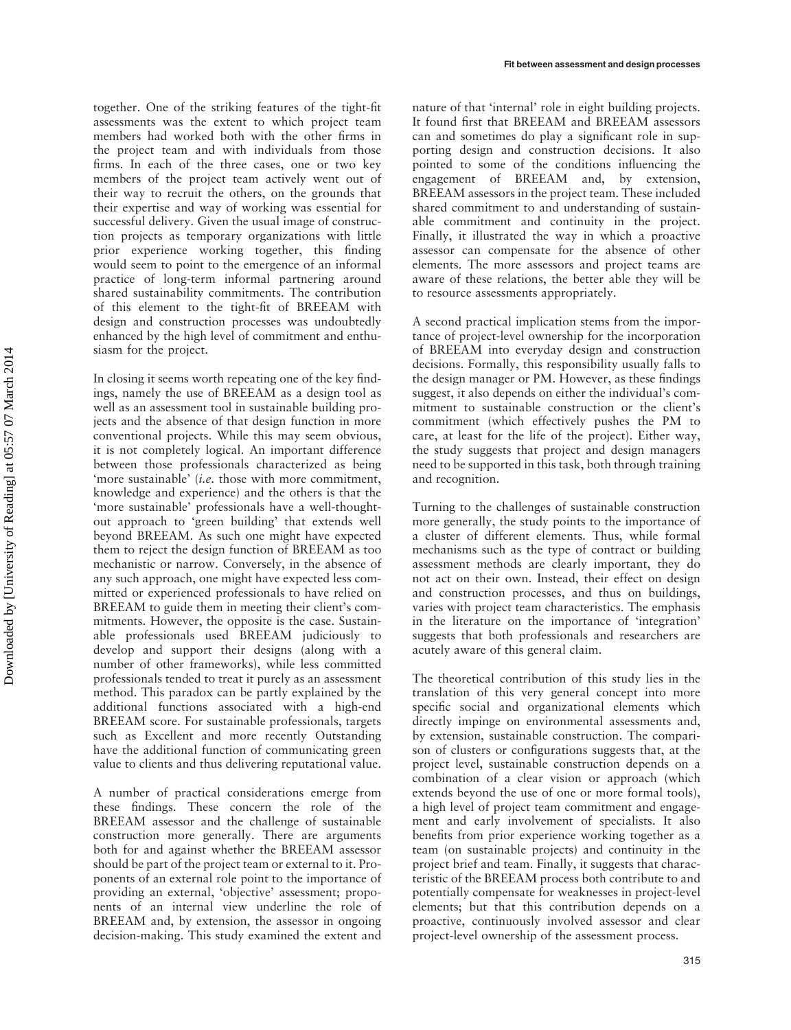together. One of the striking features of the tight-fit assessments was the extent to which project team members had worked both with the other firms in the project team and with individuals from those firms. In each of the three cases, one or two key members of the project team actively went out of their way to recruit the others, on the grounds that their expertise and way of working was essential for successful delivery. Given the usual image of construction projects as temporary organizations with little prior experience working together, this finding would seem to point to the emergence of an informal practice of long-term informal partnering around shared sustainability commitments. The contribution of this element to the tight-fit of BREEAM with design and construction processes was undoubtedly enhanced by the high level of commitment and enthusiasm for the project.

In closing it seems worth repeating one of the key findings, namely the use of BREEAM as a design tool as well as an assessment tool in sustainable building projects and the absence of that design function in more conventional projects. While this may seem obvious, it is not completely logical. An important difference between those professionals characterized as being 'more sustainable' (*i.e.* those with more commitment, knowledge and experience) and the others is that the 'more sustainable' professionals have a well-thought-out approach to 'green building' that extends well beyond BREEAM. As such one might have expected them to reject the design function of BREEAM as too mechanistic or narrow. Conversely, in the absence of any such approach, one might have expected less committed or experienced professionals to have relied on BREEAM to guide them in meeting their client's commitments. However, the opposite is the case. Sustainable professionals used BREEAM judiciously to develop and support their designs (along with a number of other frameworks), while less committed professionals tended to treat it purely as an assessment method. This paradox can be partly explained by the additional functions associated with a high-end BREEAM score. For sustainable professionals, targets such as Excellent and more recently Outstanding have the additional function of communicating green value to clients and thus delivering reputational value.

A number of practical considerations emerge from these findings. These concern the role of the BREEAM assessor and the challenge of sustainable construction more generally. There are arguments both for and against whether the BREEAM assessor should be part of the project team or external to it. Proponents of an external role point to the importance of providing an external, 'objective' assessment; proponents of an internal view underline the role of BREEAM and, by extension, the assessor in ongoing decision-making. This study examined the extent and nature of that 'internal' role in eight building projects. It found first that BREEAM and BREEAM assessors can and sometimes do play a significant role in supporting design and construction decisions. It also pointed to some of the conditions influencing the engagement of BREEAM and, by extension, BREEAM assessors in the project team. These included shared commitment to and understanding of sustainable commitment and continuity in the project. Finally, it illustrated the way in which a proactive assessor can compensate for the absence of other elements. The more assessors and project teams are aware of these relations, the better able they will be to resource assessments appropriately.

A second practical implication stems from the importance of project-level ownership for the incorporation of BREEAM into everyday design and construction decisions. Formally, this responsibility usually falls to the design manager or PM. However, as these findings suggest, it also depends on either the individual's commitment to sustainable construction or the client's commitment (which effectively pushes the PM to care, at least for the life of the project). Either way, the study suggests that project and design managers need to be supported in this task, both through training and recognition.

Turning to the challenges of sustainable construction more generally, the study points to the importance of a cluster of different elements. Thus, while formal mechanisms such as the type of contract or building assessment methods are clearly important, they do not act on their own. Instead, their effect on design and construction processes, and thus on buildings, varies with project team characteristics. The emphasis in the literature on the importance of 'integration' suggests that both professionals and researchers are acutely aware of this general claim.

The theoretical contribution of this study lies in the translation of this very general concept into more specific social and organizational elements which directly impinge on environmental assessments and, by extension, sustainable construction. The comparison of clusters or configurations suggests that, at the project level, sustainable construction depends on a combination of a clear vision or approach (which extends beyond the use of one or more formal tools), a high level of project team commitment and engagement and early involvement of specialists. It also benefits from prior experience working together as a team (on sustainable projects) and continuity in the project brief and team. Finally, it suggests that characteristic of the BREEAM process both contribute to and potentially compensate for weaknesses in project-level elements; but that this contribution depends on a proactive, continuously involved assessor and clear project-level ownership of the assessment process.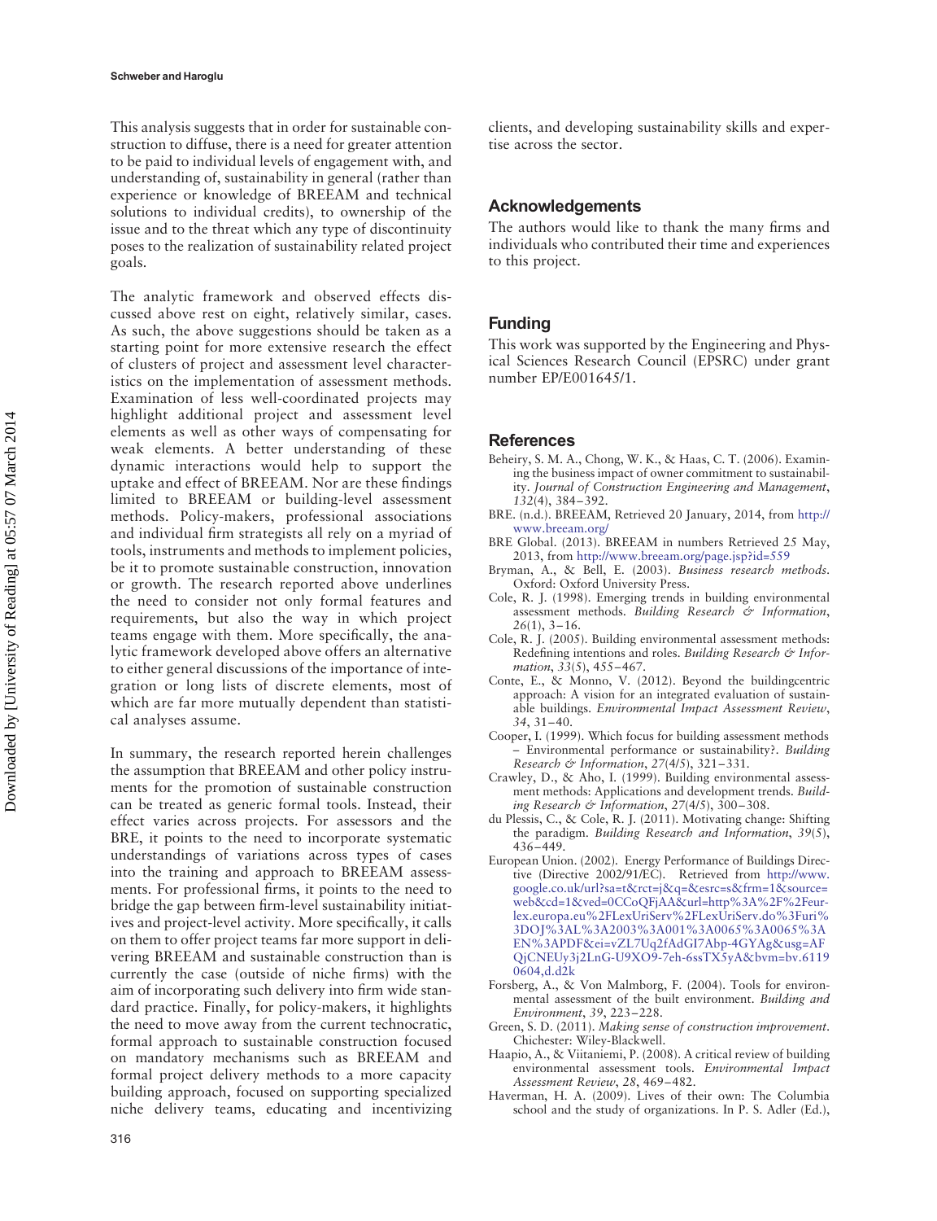This analysis suggests that in order for sustainable construction to diffuse, there is a need for greater attention to be paid to individual levels of engagement with, and understanding of, sustainability in general (rather than experience or knowledge of BREEAM and technical solutions to individual credits), to ownership of the issue and to the threat which any type of discontinuity poses to the realization of sustainability related project goals.

The analytic framework and observed effects discussed above rest on eight, relatively similar, cases. As such, the above suggestions should be taken as a starting point for more extensive research the effect of clusters of project and assessment level characteristics on the implementation of assessment methods. Examination of less well-coordinated projects may highlight additional project and assessment level elements as well as other ways of compensating for weak elements. A better understanding of these dynamic interactions would help to support the uptake and effect of BREEAM. Nor are these findings limited to BREEAM or building-level assessment methods. Policy-makers, professional associations and individual firm strategists all rely on a myriad of tools, instruments and methods to implement policies, be it to promote sustainable construction, innovation or growth. The research reported above underlines the need to consider not only formal features and requirements, but also the way in which project teams engage with them. More specifically, the analytic framework developed above offers an alternative to either general discussions of the importance of integration or long lists of discrete elements, most of which are far more mutually dependent than statistical analyses assume.

In summary, the research reported herein challenges the assumption that BREEAM and other policy instruments for the promotion of sustainable construction can be treated as generic formal tools. Instead, their effect varies across projects. For assessors and the BRE, it points to the need to incorporate systematic understandings of variations across types of cases into the training and approach to BREEAM assessments. For professional firms, it points to the need to bridge the gap between firm-level sustainability initiatives and project-level activity. More specifically, it calls on them to offer project teams far more support in delivering BREEAM and sustainable construction than is currently the case (outside of niche firms) with the aim of incorporating such delivery into firm wide standard practice. Finally, for policy-makers, it highlights the need to move away from the current technocratic, formal approach to sustainable construction focused on mandatory mechanisms such as BREEAM and formal project delivery methods to a more capacity building approach, focused on supporting specialized niche delivery teams, educating and incentivizing clients, and developing sustainability skills and expertise across the sector.

## Acknowledgements

The authors would like to thank the many firms and individuals who contributed their time and experiences to this project.

## Funding

This work was supported by the Engineering and Physical Sciences Research Council (EPSRC) under grant number EP/E001645/1.

## References

Beheiry, S. M. A., Chong, W. K., & Haas, C. T. (2006). Examining the business impact of owner commitment to sustainability. *Journal of Construction Engineering and Management*, *132*(4), 384–392.

BRE. (n.d.). BREEAM, Retrieved 20 January, 2014, from http://www.breeam.org/

BRE Global. (2013). BREEAM in numbers Retrieved 25 May, 2013, from http://www.breeam.org/page.jsp?id=559

Bryman, A., & Bell, E. (2003). *Business research methods*. Oxford: Oxford University Press.

Cole, R. J. (1998). Emerging trends in building environmental assessment methods. *Building Research & Information*, *26*(1), 3–16.

Cole, R. J. (2005). Building environmental assessment methods: Redefining intentions and roles. *Building Research & Information*, *33*(5), 455–467.

Conte, E., & Monno, V. (2012). Beyond the buildingcentric approach: A vision for an integrated evaluation of sustainable buildings. *Environmental Impact Assessment Review*, *34*, 31–40.

Cooper, I. (1999). Which focus for building assessment methods – Environmental performance or sustainability?. *Building Research & Information*, *27*(4/5), 321–331.

Crawley, D., & Aho, I. (1999). Building environmental assessment methods: Applications and development trends. *Building Research & Information*, *27*(4/5), 300–308.

du Plessis, C., & Cole, R. J. (2011). Motivating change: Shifting the paradigm. *Building Research and Information*, *39*(5), 436–449.

European Union. (2002). Energy Performance of Buildings Directive (Directive 2002/91/EC). Retrieved from http://www.google.co.uk/url?sa=t&rct=j&q=&esrc=s&frm=1&source=web&cd=1&ved=0CCoQFjAA&url=http%3A%2F%2Feur-lex.europa.eu%2FLexUriServ%2FLexUriServ.do%3Furi%3DOJ%3AL%3A2003%3A001%3A0065%3A0065%3AEN%3APDF&ei=vZL7Uq2fAdGI7Abp-4GYAg&usg=AFQjCNEUy3j2LnG-U9XO9-7eh-6ssTX5yA&bvm=bv.61190604,d.d2k

Forsberg, A., & Von Malmborg, F. (2004). Tools for environmental assessment of the built environment. *Building and Environment*, *39*, 223–228.

Green, S. D. (2011). *Making sense of construction improvement*. Chichester: Wiley-Blackwell.

Haapio, A., & Viitaniemi, P. (2008). A critical review of building environmental assessment tools. *Environmental Impact Assessment Review*, *28*, 469–482.

Haverman, H. A. (2009). Lives of their own: The Columbia school and the study of organizations. In P. S. Adler (Ed.),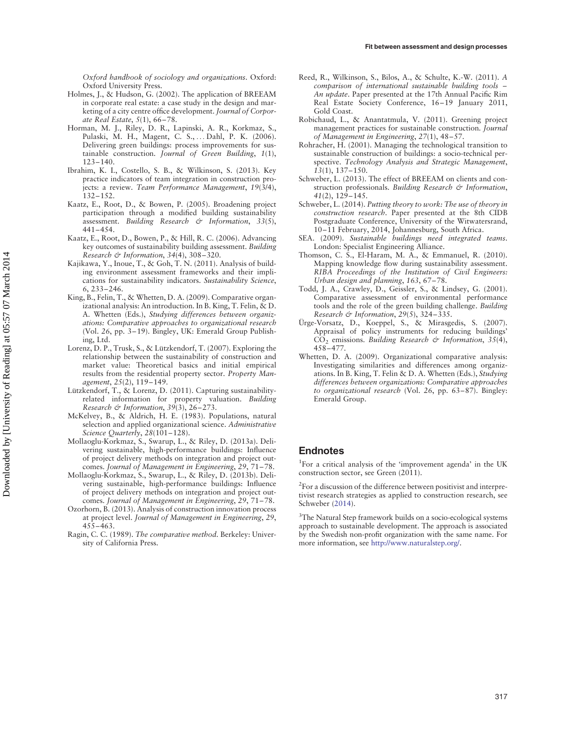Oxford handbook of sociology and organizations*. Oxford: Oxford University Press.

Holmes, J., & Hudson, G. (2002). The application of BREEAM in corporate real estate: a case study in the design and marketing of a city centre office development. *Journal of Corporate Real Estate*, *5*(1), 66–78.

Horman, M. J., Riley, D. R., Lapinski, A. R., Korkmaz, S., Pulaski, M. H., Magent, C. S., ... Dahl, P. K. (2006). Delivering green buildings: process improvements for sustainable construction. *Journal of Green Building*, *1*(1), 123–140.

Ibrahim, K. I., Costello, S. B., & Wilkinson, S. (2013). Key practice indicators of team integration in construction projects: a review. *Team Performance Management*, *19*(3/4), 132–152.

Kaatz, E., Root, D., & Bowen, P. (2005). Broadening project participation through a modified building sustainability assessment. *Building Research & Information*, *33*(5), 441–454.

Kaatz, E., Root, D., Bowen, P., & Hill, R. C. (2006). Advancing key outcomes of sustainability building assessment. *Building Research & Information*, *34*(4), 308–320.

Kajikawa, Y., Inoue, T., & Goh, T. N. (2011). Analysis of building environment assessment frameworks and their implications for sustainability indicators. *Sustainability Science*, *6*, 233–246.

King, B., Felin, T., & Whetten, D. A. (2009). Comparative organizational analysis: An introduction. In B. King, T. Felin, & D. A. Whetten (Eds.), *Studying differences between organizations: Comparative approaches to organizational research* (Vol. 26, pp. 3–19). Bingley, UK: Emerald Group Publishing, Ltd.

Lorenz, D. P., Trusk, S., & Lützkendorf, T. (2007). Exploring the relationship between the sustainability of construction and market value: Theoretical basics and initial empirical results from the residential property sector. *Property Management*, *25*(2), 119–149.

Lützkendorf, T., & Lorenz, D. (2011). Capturing sustainability-related information for property valuation. *Building Research & Information*, *39*(3), 26–273.

McKelvey, B., & Aldrich, H. E. (1983). Populations, natural selection and applied organizational science. *Administrative Science Quarterly*, *28*(101–128).

Mollaoglu-Korkmaz, S., Swarup, L., & Riley, D. (2013a). Delivering sustainable, high-performance buildings: Influence of project delivery methods on integration and project outcomes. *Journal of Management in Engineering*, *29*, 71–78.

Mollaoglu-Korkmaz, S., Swarup, L., & Riley, D. (2013b). Delivering sustainable, high-performance buildings: Influence of project delivery methods on integration and project outcomes. *Journal of Management in Engineering*, *29*, 71–78.

Ozorhorn, B. (2013). Analysis of construction innovation process at project level. *Journal of Management in Engineering*, *29*, 455–463.

Ragin, C. C. (1989). *The comparative method*. Berkeley: University of California Press.

Reed, R., Wilkinson, S., Bilos, A., & Schulte, K.-W. (2011). *A comparison of international sustainable building tools – An update*. Paper presented at the 17th Annual Pacific Rim Real Estate Society Conference, 16–19 January 2011, Gold Coast.

Robichaud, L., & Anantatmula, V. (2011). Greening project management practices for sustainable construction. *Journal of Management in Engineering*, *27*(1), 48–57.

Rohracher, H. (2001). Managing the technological transition to sustainable construction of buildings: a socio-technical perspective. *Technology Analysis and Strategic Management*, *13*(1), 137–150.

Schweber, L. (2013). The effect of BREEAM on clients and construction professionals. *Building Research & Information*, *41*(2), 129–145.

Schweber, L. (2014). *Putting theory to work: The use of theory in construction research*. Paper presented at the 8th CIDB Postgraduate Conference, University of the Witwatersrand, 10–11 February, 2014, Johannesburg, South Africa.

SEA. (2009). *Sustainable buildings need integrated teams*. London: Specialist Engineering Alliance.

Thomson, C. S., El-Haram, M. A., & Emmanuel, R. (2010). Mapping knowledge flow during sustainability assessment. *RIBA Proceedings of the Institution of Civil Engineers: Urban design and planning*, *163*, 67–78.

Todd, J. A., Crawley, D., Geissler, S., & Lindsey, G. (2001). Comparative assessment of environmental performance tools and the role of the green building challenge. *Building Research & Information*, *29*(5), 324–335.

Ürge-Vorsatz, D., Koeppel, S., & Mirasgedis, S. (2007). Appraisal of policy instruments for reducing buildings' $CO_2$ emissions. *Building Research & Information*, *35*(4), 458–477.

Whetten, D. A. (2009). Organizational comparative analysis: Investigating similarities and differences among organizations. In B. King, T. Felin & D. A. Whetten (Eds.), *Studying differences between organizations: Comparative approaches to organizational research* (Vol. 26, pp. 63–87). Bingley: Emerald Group.

## Endnotes

[1]For a critical analysis of the 'improvement agenda' in the UK construction sector, see Green (2011).

[2]For a discussion of the difference between positivist and interpretivist research strategies as applied to construction research, see Schweber (2014).

[3]The Natural Step framework builds on a socio-ecological systems approach to sustainable development. The approach is associated by the Swedish non-profit organization with the same name. For more information, see http://www.naturalstep.org/.